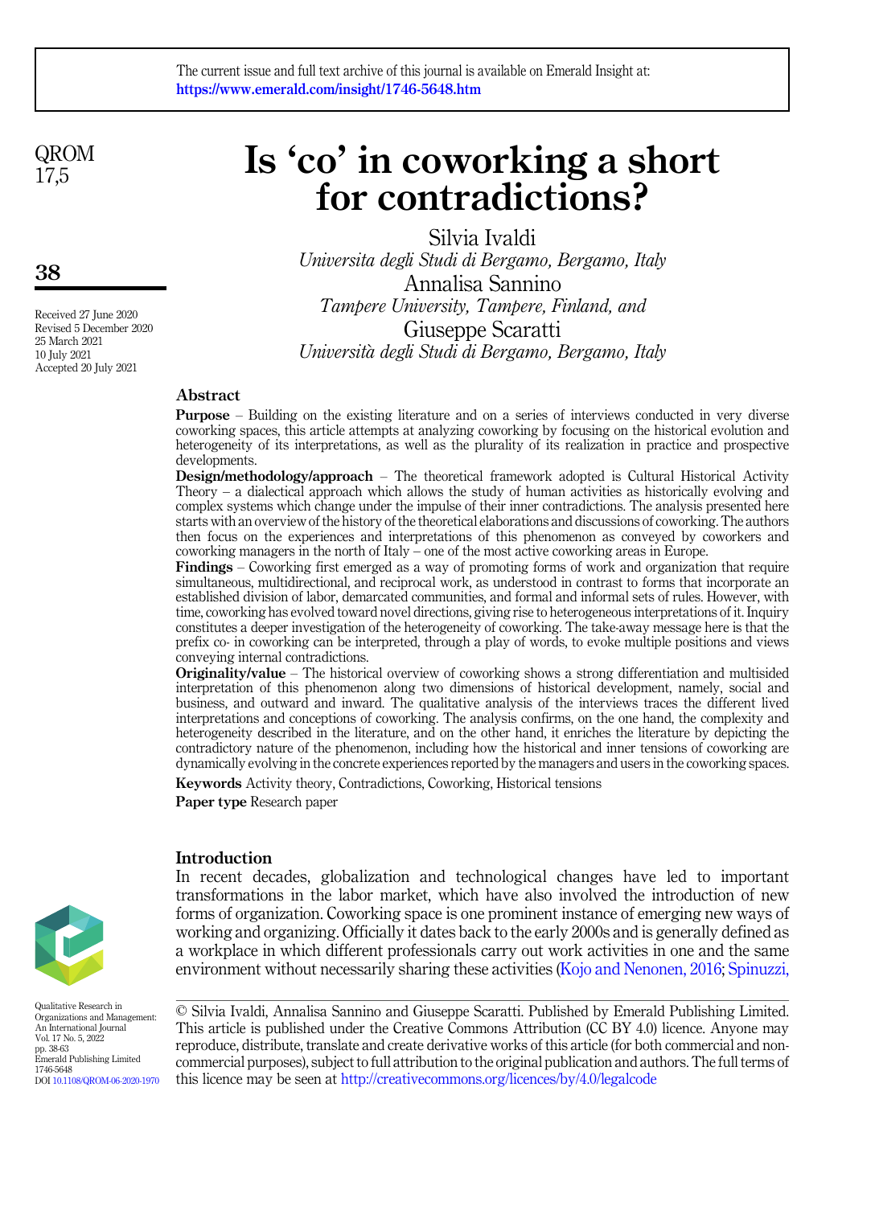# Is 'co' in coworking a short for contradictions?

Silvia Ivaldi

*Universita degli Studi di Bergamo, Bergamo, Italy*

Annalisa Sannino

*Tampere University, Tampere, Finland, and*

Giuseppe Scaratti

*Università degli Studi di Bergamo, Bergamo, Italy*

Received 27 June 2020
Revised 5 December 2020
25 March 2021
10 July 2021
Accepted 20 July 2021

## Abstract

**Purpose** – Building on the existing literature and on a series of interviews conducted in very diverse coworking spaces, this article attempts at analyzing coworking by focusing on the historical evolution and heterogeneity of its interpretations, as well as the plurality of its realization in practice and prospective developments.

**Design/methodology/approach** – The theoretical framework adopted is Cultural Historical Activity Theory – a dialectical approach which allows the study of human activities as historically evolving and complex systems which change under the impulse of their inner contradictions. The analysis presented here starts with an overview of the history of the theoretical elaborations and discussions of coworking. The authors then focus on the experiences and interpretations of this phenomenon as conveyed by coworkers and coworking managers in the north of Italy – one of the most active coworking areas in Europe.

**Findings** – Coworking first emerged as a way of promoting forms of work and organization that require simultaneous, multidirectional, and reciprocal work, as understood in contrast to forms that incorporate an established division of labor, demarcated communities, and formal and informal sets of rules. However, with time, coworking has evolved toward novel directions, giving rise to heterogeneous interpretations of it. Inquiry constitutes a deeper investigation of the heterogeneity of coworking. The take-away message here is that the prefix co- in coworking can be interpreted, through a play of words, to evoke multiple positions and views conveying internal contradictions.

**Originality/value** – The historical overview of coworking shows a strong differentiation and multisided interpretation of this phenomenon along two dimensions of historical development, namely, social and business, and outward and inward. The qualitative analysis of the interviews traces the different lived interpretations and conceptions of coworking. The analysis confirms, on the one hand, the complexity and heterogeneity described in the literature, and on the other hand, it enriches the literature by depicting the contradictory nature of the phenomenon, including how the historical and inner tensions of coworking are dynamically evolving in the concrete experiences reported by the managers and users in the coworking spaces.

**Keywords** Activity theory, Contradictions, Coworking, Historical tensions

**Paper type** Research paper

## Introduction

In recent decades, globalization and technological changes have led to important transformations in the labor market, which have also involved the introduction of new forms of organization. Coworking space is one prominent instance of emerging new ways of working and organizing. Officially it dates back to the early 2000s and is generally defined as a workplace in which different professionals carry out work activities in one and the same environment without necessarily sharing these activities (Kojo and Nenonen, 2016; Spinuzzi,

© Silvia Ivaldi, Annalisa Sannino and Giuseppe Scaratti. Published by Emerald Publishing Limited. This article is published under the Creative Commons Attribution (CC BY 4.0) licence. Anyone may reproduce, distribute, translate and create derivative works of this article (for both commercial and non-commercial purposes), subject to full attribution to the original publication and authors. The full terms of this licence may be seen at http://creativecommons.org/licences/by/4.0/legalcode

Qualitative Research in Organizations and Management: An International Journal
Vol. 17 No. 5, 2022
pp. 38-63
Emerald Publishing Limited
1746-5648
DOI 10.1108/QROM-06-2020-1970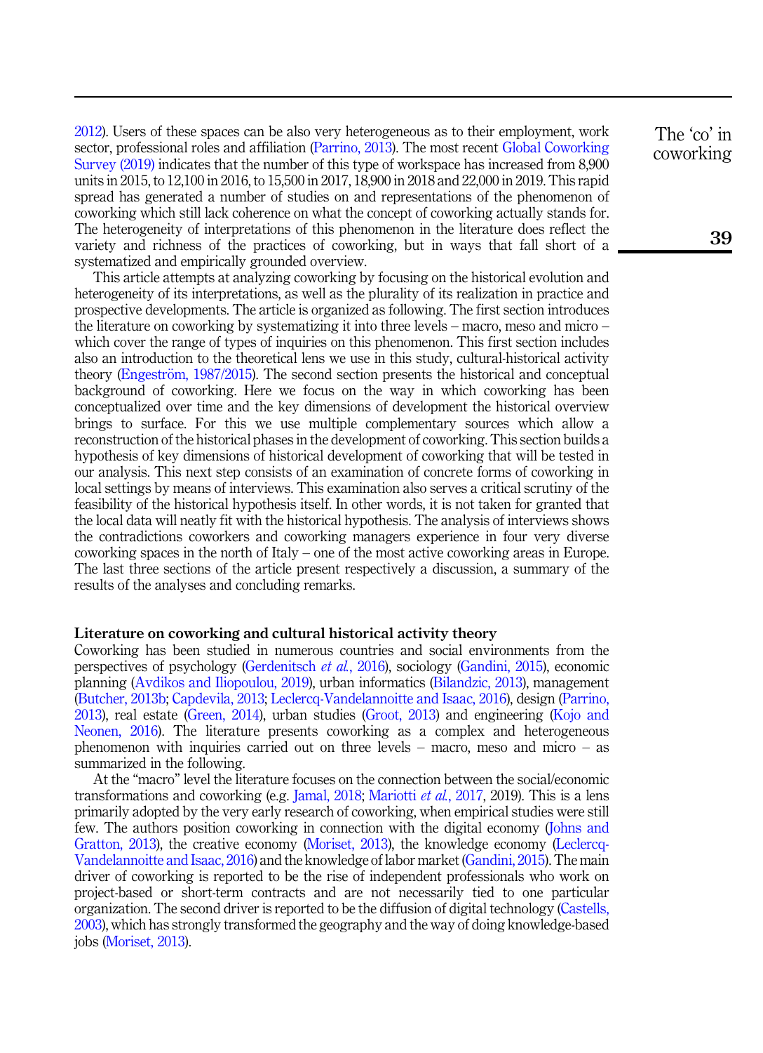2012). Users of these spaces can be also very heterogeneous as to their employment, work sector, professional roles and affiliation (Parrino, 2013). The most recent Global Coworking Survey (2019) indicates that the number of this type of workspace has increased from 8,900 units in 2015, to 12,100 in 2016, to 15,500 in 2017, 18,900 in 2018 and 22,000 in 2019. This rapid spread has generated a number of studies on and representations of the phenomenon of coworking which still lack coherence on what the concept of coworking actually stands for. The heterogeneity of interpretations of this phenomenon in the literature does reflect the variety and richness of the practices of coworking, but in ways that fall short of a systematized and empirically grounded overview.

This article attempts at analyzing coworking by focusing on the historical evolution and heterogeneity of its interpretations, as well as the plurality of its realization in practice and prospective developments. The article is organized as following. The first section introduces the literature on coworking by systematizing it into three levels – macro, meso and micro – which cover the range of types of inquiries on this phenomenon. This first section includes also an introduction to the theoretical lens we use in this study, cultural-historical activity theory (Engeström, 1987/2015). The second section presents the historical and conceptual background of coworking. Here we focus on the way in which coworking has been conceptualized over time and the key dimensions of development the historical overview brings to surface. For this we use multiple complementary sources which allow a reconstruction of the historical phases in the development of coworking. This section builds a hypothesis of key dimensions of historical development of coworking that will be tested in our analysis. This next step consists of an examination of concrete forms of coworking in local settings by means of interviews. This examination also serves a critical scrutiny of the feasibility of the historical hypothesis itself. In other words, it is not taken for granted that the local data will neatly fit with the historical hypothesis. The analysis of interviews shows the contradictions coworkers and coworking managers experience in four very diverse coworking spaces in the north of Italy – one of the most active coworking areas in Europe. The last three sections of the article present respectively a discussion, a summary of the results of the analyses and concluding remarks.

## Literature on coworking and cultural historical activity theory

Coworking has been studied in numerous countries and social environments from the perspectives of psychology (Gerdenitsch *et al.*, 2016), sociology (Gandini, 2015), economic planning (Avdikos and Iliopoulou, 2019), urban informatics (Bilandzic, 2013), management (Butcher, 2013b; Capdevila, 2013; Leclercq-Vandelannoitte and Isaac, 2016), design (Parrino, 2013), real estate (Green, 2014), urban studies (Groot, 2013) and engineering (Kojo and Neonen, 2016). The literature presents coworking as a complex and heterogeneous phenomenon with inquiries carried out on three levels – macro, meso and micro – as summarized in the following.

At the "macro" level the literature focuses on the connection between the social/economic transformations and coworking (e.g. Jamal, 2018; Mariotti *et al.*, 2017, 2019). This is a lens primarily adopted by the very early research of coworking, when empirical studies were still few. The authors position coworking in connection with the digital economy (Johns and Gratton, 2013), the creative economy (Moriset, 2013), the knowledge economy (Leclercq-Vandelannoitte and Isaac, 2016) and the knowledge of labor market (Gandini, 2015). The main driver of coworking is reported to be the rise of independent professionals who work on project-based or short-term contracts and are not necessarily tied to one particular organization. The second driver is reported to be the diffusion of digital technology (Castells, 2003), which has strongly transformed the geography and the way of doing knowledge-based jobs (Moriset, 2013).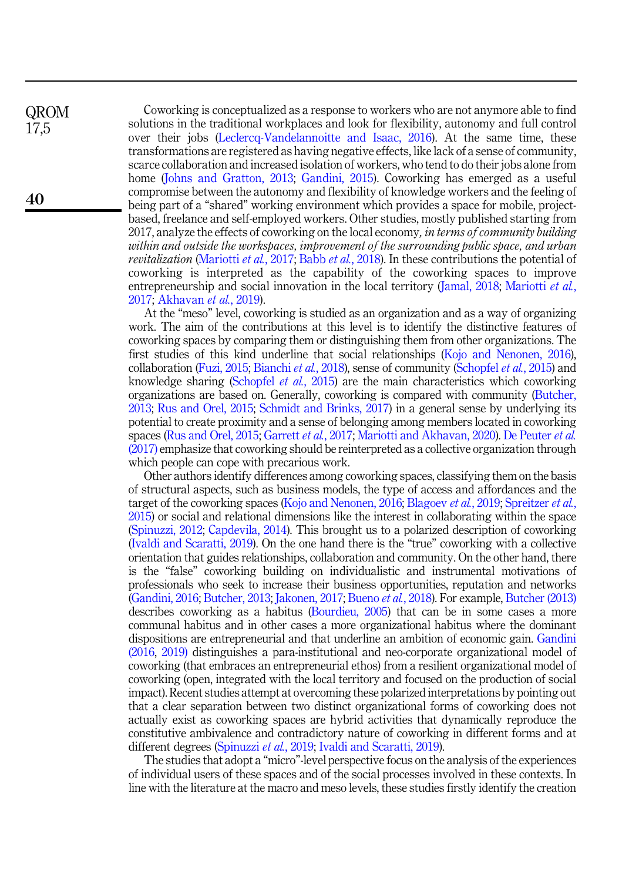Coworking is conceptualized as a response to workers who are not anymore able to find solutions in the traditional workplaces and look for flexibility, autonomy and full control over their jobs (Leclercq-Vandelannoitte and Isaac, 2016). At the same time, these transformations are registered as having negative effects, like lack of a sense of community, scarce collaboration and increased isolation of workers, who tend to do their jobs alone from home (Johns and Gratton, 2013; Gandini, 2015). Coworking has emerged as a useful compromise between the autonomy and flexibility of knowledge workers and the feeling of being part of a "shared" working environment which provides a space for mobile, project-based, freelance and self-employed workers. Other studies, mostly published starting from 2017, analyze the effects of coworking on the local economy*, in terms of community building within and outside the workspaces, improvement of the surrounding public space, and urban revitalization* (Mariotti *et al.*, 2017; Babb *et al.*, 2018). In these contributions the potential of coworking is interpreted as the capability of the coworking spaces to improve entrepreneurship and social innovation in the local territory (Jamal, 2018; Mariotti *et al.*, 2017; Akhavan *et al.*, 2019).

At the "meso" level, coworking is studied as an organization and as a way of organizing work. The aim of the contributions at this level is to identify the distinctive features of coworking spaces by comparing them or distinguishing them from other organizations. The first studies of this kind underline that social relationships (Kojo and Nenonen, 2016), collaboration (Fuzi, 2015; Bianchi *et al.*, 2018), sense of community (Schopfel *et al.*, 2015) and knowledge sharing (Schopfel *et al.*, 2015) are the main characteristics which coworking organizations are based on. Generally, coworking is compared with community (Butcher, 2013; Rus and Orel, 2015; Schmidt and Brinks, 2017) in a general sense by underlying its potential to create proximity and a sense of belonging among members located in coworking spaces (Rus and Orel, 2015; Garrett *et al.*, 2017; Mariotti and Akhavan, 2020). De Peuter *et al.* (2017) emphasize that coworking should be reinterpreted as a collective organization through which people can cope with precarious work.

Other authors identify differences among coworking spaces, classifying them on the basis of structural aspects, such as business models, the type of access and affordances and the target of the coworking spaces (Kojo and Nenonen, 2016; Blagoev *et al.*, 2019; Spreitzer *et al.*, 2015) or social and relational dimensions like the interest in collaborating within the space (Spinuzzi, 2012; Capdevila, 2014). This brought us to a polarized description of coworking (Ivaldi and Scaratti, 2019). On the one hand there is the "true" coworking with a collective orientation that guides relationships, collaboration and community. On the other hand, there is the "false" coworking building on individualistic and instrumental motivations of professionals who seek to increase their business opportunities, reputation and networks (Gandini, 2016; Butcher, 2013; Jakonen, 2017; Bueno *et al.*, 2018). For example, Butcher (2013) describes coworking as a habitus (Bourdieu, 2005) that can be in some cases a more communal habitus and in other cases a more organizational habitus where the dominant dispositions are entrepreneurial and that underline an ambition of economic gain. Gandini (2016, 2019) distinguishes a para-institutional and neo-corporate organizational model of coworking (that embraces an entrepreneurial ethos) from a resilient organizational model of coworking (open, integrated with the local territory and focused on the production of social impact). Recent studies attempt at overcoming these polarized interpretations by pointing out that a clear separation between two distinct organizational forms of coworking does not actually exist as coworking spaces are hybrid activities that dynamically reproduce the constitutive ambivalence and contradictory nature of coworking in different forms and at different degrees (Spinuzzi *et al.*, 2019; Ivaldi and Scaratti, 2019).

The studies that adopt a "micro"-level perspective focus on the analysis of the experiences of individual users of these spaces and of the social processes involved in these contexts. In line with the literature at the macro and meso levels, these studies firstly identify the creation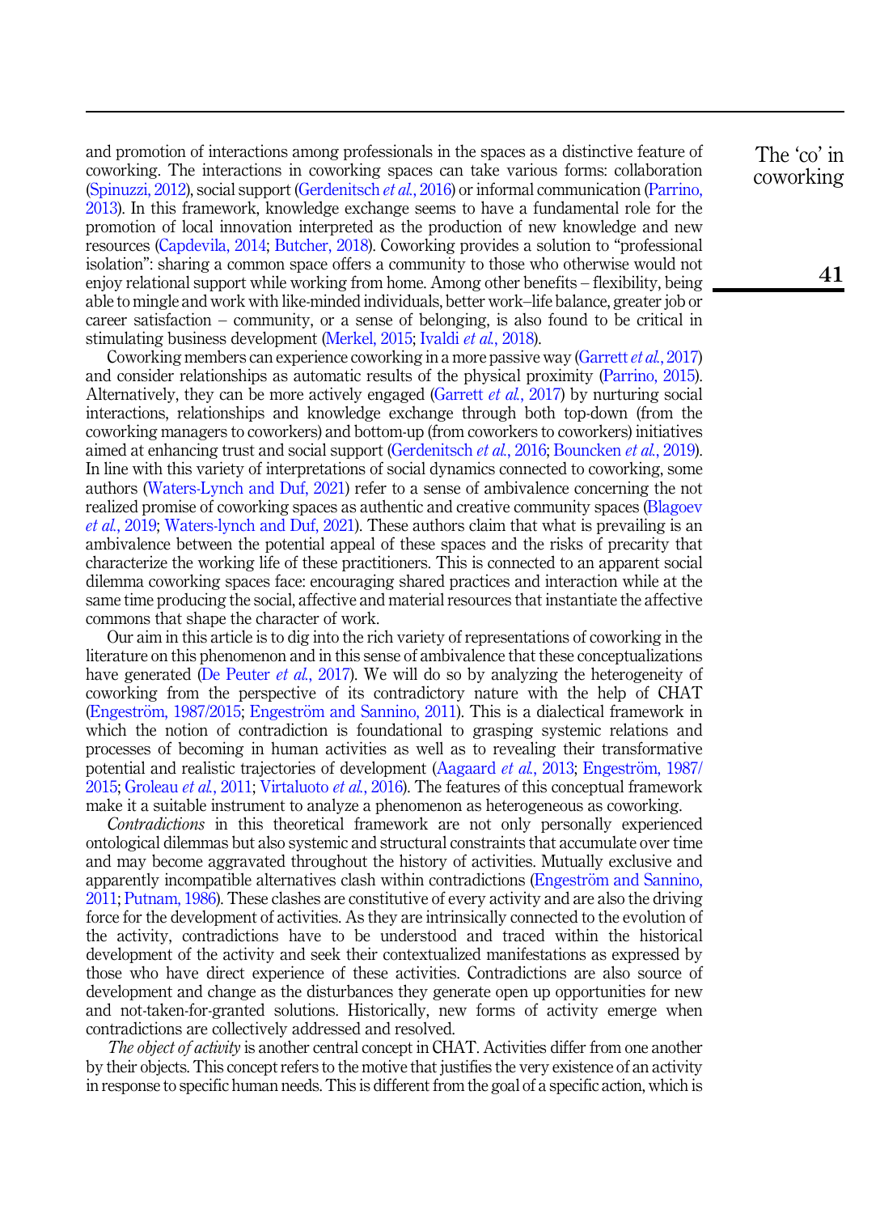and promotion of interactions among professionals in the spaces as a distinctive feature of coworking. The interactions in coworking spaces can take various forms: collaboration (Spinuzzi, 2012), social support (Gerdenitsch *et al.*, 2016) or informal communication (Parrino, 2013). In this framework, knowledge exchange seems to have a fundamental role for the promotion of local innovation interpreted as the production of new knowledge and new resources (Capdevila, 2014; Butcher, 2018). Coworking provides a solution to "professional isolation": sharing a common space offers a community to those who otherwise would not enjoy relational support while working from home. Among other benefits – flexibility, being able to mingle and work with like-minded individuals, better work–life balance, greater job or career satisfaction – community, or a sense of belonging, is also found to be critical in stimulating business development (Merkel, 2015; Ivaldi *et al.*, 2018).

Coworking members can experience coworking in a more passive way (Garrett *et al.*, 2017) and consider relationships as automatic results of the physical proximity (Parrino, 2015). Alternatively, they can be more actively engaged (Garrett *et al.*, 2017) by nurturing social interactions, relationships and knowledge exchange through both top-down (from the coworking managers to coworkers) and bottom-up (from coworkers to coworkers) initiatives aimed at enhancing trust and social support (Gerdenitsch *et al.*, 2016; Bouncken *et al.*, 2019). In line with this variety of interpretations of social dynamics connected to coworking, some authors (Waters-Lynch and Duf, 2021) refer to a sense of ambivalence concerning the not realized promise of coworking spaces as authentic and creative community spaces (Blagoev *et al.*, 2019; Waters-lynch and Duf, 2021). These authors claim that what is prevailing is an ambivalence between the potential appeal of these spaces and the risks of precarity that characterize the working life of these practitioners. This is connected to an apparent social dilemma coworking spaces face: encouraging shared practices and interaction while at the same time producing the social, affective and material resources that instantiate the affective commons that shape the character of work.

Our aim in this article is to dig into the rich variety of representations of coworking in the literature on this phenomenon and in this sense of ambivalence that these conceptualizations have generated (De Peuter *et al.*, 2017). We will do so by analyzing the heterogeneity of coworking from the perspective of its contradictory nature with the help of CHAT (Engeström, 1987/2015; Engeström and Sannino, 2011). This is a dialectical framework in which the notion of contradiction is foundational to grasping systemic relations and processes of becoming in human activities as well as to revealing their transformative potential and realistic trajectories of development (Aagaard *et al.*, 2013; Engeström, 1987/2015; Groleau *et al.*, 2011; Virtaluoto *et al.*, 2016). The features of this conceptual framework make it a suitable instrument to analyze a phenomenon as heterogeneous as coworking.

*Contradictions* in this theoretical framework are not only personally experienced ontological dilemmas but also systemic and structural constraints that accumulate over time and may become aggravated throughout the history of activities. Mutually exclusive and apparently incompatible alternatives clash within contradictions (Engeström and Sannino, 2011; Putnam, 1986). These clashes are constitutive of every activity and are also the driving force for the development of activities. As they are intrinsically connected to the evolution of the activity, contradictions have to be understood and traced within the historical development of the activity and seek their contextualized manifestations as expressed by those who have direct experience of these activities. Contradictions are also source of development and change as the disturbances they generate open up opportunities for new and not-taken-for-granted solutions. Historically, new forms of activity emerge when contradictions are collectively addressed and resolved.

*The object of activity* is another central concept in CHAT. Activities differ from one another by their objects. This concept refers to the motive that justifies the very existence of an activity in response to specific human needs. This is different from the goal of a specific action, which is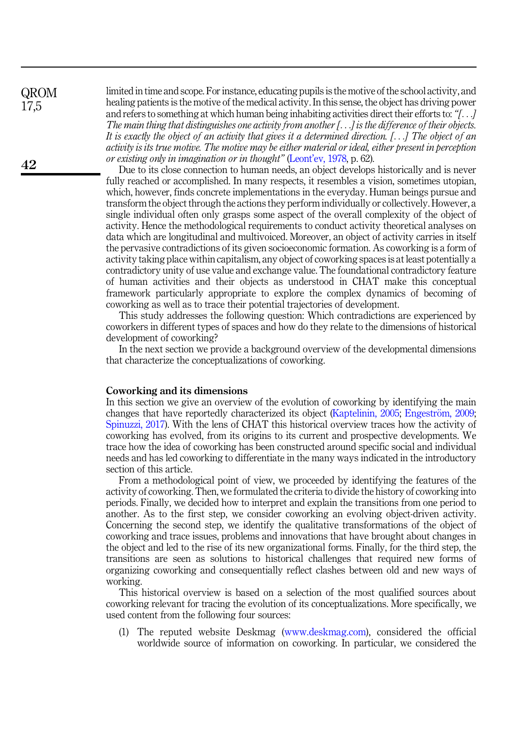limited in time and scope. For instance, educating pupils is the motive of the school activity, and healing patients is the motive of the medical activity. In this sense, the object has driving power and refers to something at which human being inhabiting activities direct their efforts to: *"[. . .] The main thing that distinguishes one activity from another [. . .] is the difference of their objects. It is exactly the object of an activity that gives it a determined direction. [. . .] The object of an activity is its true motive. The motive may be either material or ideal, either present in perception or existing only in imagination or in thought"* (Leont'ev, 1978, p. 62).

Due to its close connection to human needs, an object develops historically and is never fully reached or accomplished. In many respects, it resembles a vision, sometimes utopian, which, however, finds concrete implementations in the everyday. Human beings pursue and transform the object through the actions they perform individually or collectively. However, a single individual often only grasps some aspect of the overall complexity of the object of activity. Hence the methodological requirements to conduct activity theoretical analyses on data which are longitudinal and multivoiced. Moreover, an object of activity carries in itself the pervasive contradictions of its given socioeconomic formation. As coworking is a form of activity taking place within capitalism, any object of coworking spaces is at least potentially a contradictory unity of use value and exchange value. The foundational contradictory feature of human activities and their objects as understood in CHAT make this conceptual framework particularly appropriate to explore the complex dynamics of becoming of coworking as well as to trace their potential trajectories of development.

This study addresses the following question: Which contradictions are experienced by coworkers in different types of spaces and how do they relate to the dimensions of historical development of coworking?

In the next section we provide a background overview of the developmental dimensions that characterize the conceptualizations of coworking.

## Coworking and its dimensions

In this section we give an overview of the evolution of coworking by identifying the main changes that have reportedly characterized its object (Kaptelinin, 2005; Engeström, 2009; Spinuzzi, 2017). With the lens of CHAT this historical overview traces how the activity of coworking has evolved, from its origins to its current and prospective developments. We trace how the idea of coworking has been constructed around specific social and individual needs and has led coworking to differentiate in the many ways indicated in the introductory section of this article.

From a methodological point of view, we proceeded by identifying the features of the activity of coworking. Then, we formulated the criteria to divide the history of coworking into periods. Finally, we decided how to interpret and explain the transitions from one period to another. As to the first step, we consider coworking an evolving object-driven activity. Concerning the second step, we identify the qualitative transformations of the object of coworking and trace issues, problems and innovations that have brought about changes in the object and led to the rise of its new organizational forms. Finally, for the third step, the transitions are seen as solutions to historical challenges that required new forms of organizing coworking and consequentially reflect clashes between old and new ways of working.

This historical overview is based on a selection of the most qualified sources about coworking relevant for tracing the evolution of its conceptualizations. More specifically, we used content from the following four sources:

(1) The reputed website Deskmag (www.deskmag.com), considered the official worldwide source of information on coworking. In particular, we considered the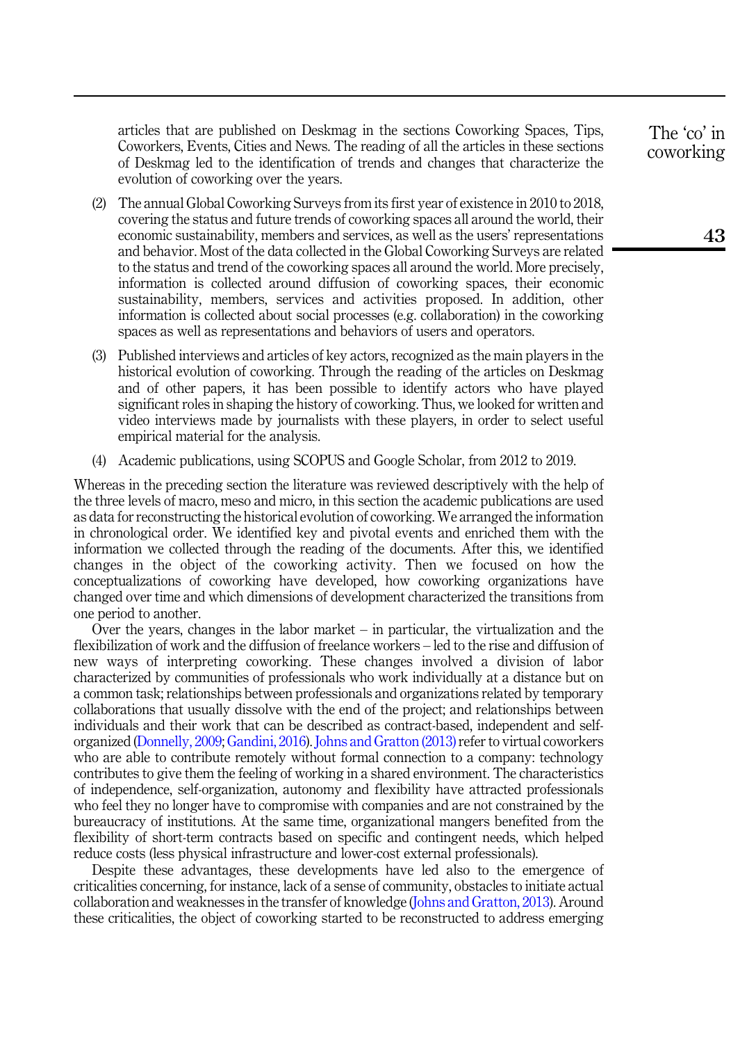articles that are published on Deskmag in the sections Coworking Spaces, Tips, Coworkers, Events, Cities and News. The reading of all the articles in these sections of Deskmag led to the identification of trends and changes that characterize the evolution of coworking over the years.

(2) The annual Global Coworking Surveys from its first year of existence in 2010 to 2018, covering the status and future trends of coworking spaces all around the world, their economic sustainability, members and services, as well as the users' representations and behavior. Most of the data collected in the Global Coworking Surveys are related to the status and trend of the coworking spaces all around the world. More precisely, information is collected around diffusion of coworking spaces, their economic sustainability, members, services and activities proposed. In addition, other information is collected about social processes (e.g. collaboration) in the coworking spaces as well as representations and behaviors of users and operators.

(3) Published interviews and articles of key actors, recognized as the main players in the historical evolution of coworking. Through the reading of the articles on Deskmag and of other papers, it has been possible to identify actors who have played significant roles in shaping the history of coworking. Thus, we looked for written and video interviews made by journalists with these players, in order to select useful empirical material for the analysis.

(4) Academic publications, using SCOPUS and Google Scholar, from 2012 to 2019.

Whereas in the preceding section the literature was reviewed descriptively with the help of the three levels of macro, meso and micro, in this section the academic publications are used as data for reconstructing the historical evolution of coworking. We arranged the information in chronological order. We identified key and pivotal events and enriched them with the information we collected through the reading of the documents. After this, we identified changes in the object of the coworking activity. Then we focused on how the conceptualizations of coworking have developed, how coworking organizations have changed over time and which dimensions of development characterized the transitions from one period to another.

Over the years, changes in the labor market – in particular, the virtualization and the flexibilization of work and the diffusion of freelance workers – led to the rise and diffusion of new ways of interpreting coworking. These changes involved a division of labor characterized by communities of professionals who work individually at a distance but on a common task; relationships between professionals and organizations related by temporary collaborations that usually dissolve with the end of the project; and relationships between individuals and their work that can be described as contract-based, independent and self-organized (Donnelly, 2009; Gandini, 2016). Johns and Gratton (2013) refer to virtual coworkers who are able to contribute remotely without formal connection to a company: technology contributes to give them the feeling of working in a shared environment. The characteristics of independence, self-organization, autonomy and flexibility have attracted professionals who feel they no longer have to compromise with companies and are not constrained by the bureaucracy of institutions. At the same time, organizational mangers benefited from the flexibility of short-term contracts based on specific and contingent needs, which helped reduce costs (less physical infrastructure and lower-cost external professionals).

Despite these advantages, these developments have led also to the emergence of criticalities concerning, for instance, lack of a sense of community, obstacles to initiate actual collaboration and weaknesses in the transfer of knowledge (Johns and Gratton, 2013). Around these criticalities, the object of coworking started to be reconstructed to address emerging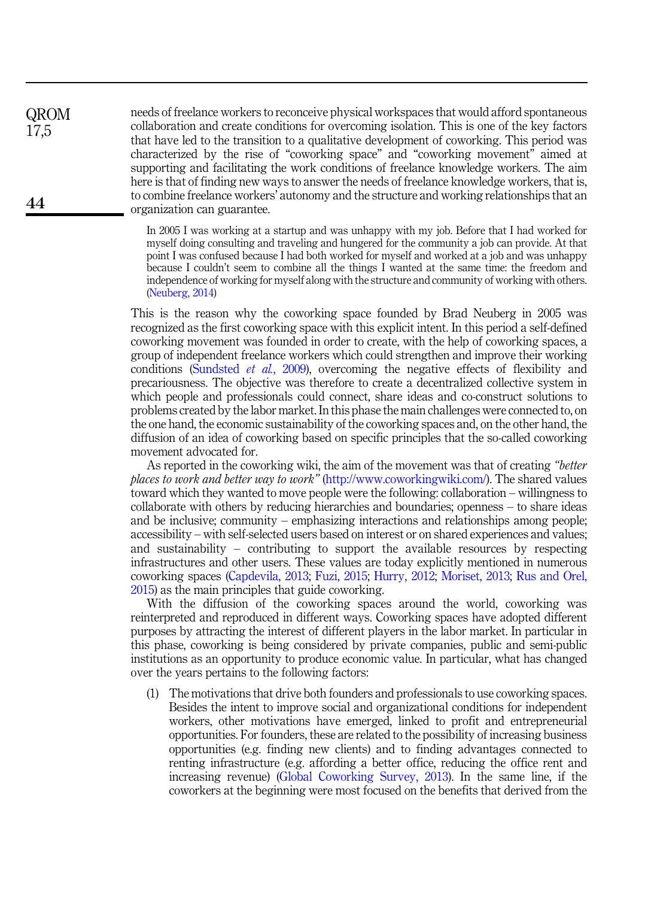needs of freelance workers to reconceive physical workspaces that would afford spontaneous collaboration and create conditions for overcoming isolation. This is one of the key factors that have led to the transition to a qualitative development of coworking. This period was characterized by the rise of "coworking space" and "coworking movement" aimed at supporting and facilitating the work conditions of freelance knowledge workers. The aim here is that of finding new ways to answer the needs of freelance knowledge workers, that is, to combine freelance workers' autonomy and the structure and working relationships that an organization can guarantee.

> In 2005 I was working at a startup and was unhappy with my job. Before that I had worked for myself doing consulting and traveling and hungered for the community a job can provide. At that point I was confused because I had both worked for myself and worked at a job and was unhappy because I couldn't seem to combine all the things I wanted at the same time: the freedom and independence of working for myself along with the structure and community of working with others. (Neuberg, 2014)

This is the reason why the coworking space founded by Brad Neuberg in 2005 was recognized as the first coworking space with this explicit intent. In this period a self-defined coworking movement was founded in order to create, with the help of coworking spaces, a group of independent freelance workers which could strengthen and improve their working conditions (Sundsted *et al.*, 2009), overcoming the negative effects of flexibility and precariousness. The objective was therefore to create a decentralized collective system in which people and professionals could connect, share ideas and co-construct solutions to problems created by the labor market. In this phase the main challenges were connected to, on the one hand, the economic sustainability of the coworking spaces and, on the other hand, the diffusion of an idea of coworking based on specific principles that the so-called coworking movement advocated for.

As reported in the coworking wiki, the aim of the movement was that of creating *"better places to work and better way to work"* (http://www.coworkingwiki.com/). The shared values toward which they wanted to move people were the following: collaboration – willingness to collaborate with others by reducing hierarchies and boundaries; openness – to share ideas and be inclusive; community – emphasizing interactions and relationships among people; accessibility – with self-selected users based on interest or on shared experiences and values; and sustainability – contributing to support the available resources by respecting infrastructures and other users. These values are today explicitly mentioned in numerous coworking spaces (Capdevila, 2013; Fuzi, 2015; Hurry, 2012; Moriset, 2013; Rus and Orel, 2015) as the main principles that guide coworking.

With the diffusion of the coworking spaces around the world, coworking was reinterpreted and reproduced in different ways. Coworking spaces have adopted different purposes by attracting the interest of different players in the labor market. In particular in this phase, coworking is being considered by private companies, public and semi-public institutions as an opportunity to produce economic value. In particular, what has changed over the years pertains to the following factors:

(1) The motivations that drive both founders and professionals to use coworking spaces. Besides the intent to improve social and organizational conditions for independent workers, other motivations have emerged, linked to profit and entrepreneurial opportunities. For founders, these are related to the possibility of increasing business opportunities (e.g. finding new clients) and to finding advantages connected to renting infrastructure (e.g. affording a better office, reducing the office rent and increasing revenue) (Global Coworking Survey, 2013). In the same line, if the coworkers at the beginning were most focused on the benefits that derived from the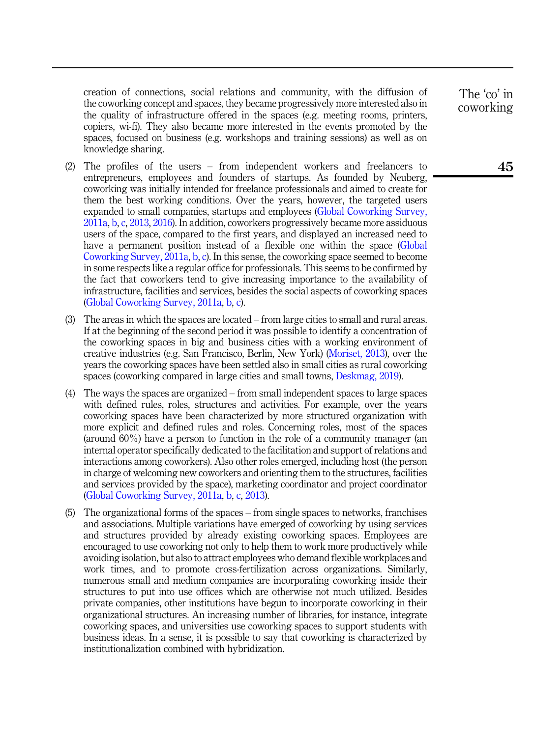creation of connections, social relations and community, with the diffusion of the coworking concept and spaces, they became progressively more interested also in the quality of infrastructure offered in the spaces (e.g. meeting rooms, printers, copiers, wi-fi). They also became more interested in the events promoted by the spaces, focused on business (e.g. workshops and training sessions) as well as on knowledge sharing.

(2) The profiles of the users – from independent workers and freelancers to entrepreneurs, employees and founders of startups. As founded by Neuberg, coworking was initially intended for freelance professionals and aimed to create for them the best working conditions. Over the years, however, the targeted users expanded to small companies, startups and employees (Global Coworking Survey, 2011a, b, c, 2013, 2016). In addition, coworkers progressively became more assiduous users of the space, compared to the first years, and displayed an increased need to have a permanent position instead of a flexible one within the space (Global Coworking Survey, 2011a, b, c). In this sense, the coworking space seemed to become in some respects like a regular office for professionals. This seems to be confirmed by the fact that coworkers tend to give increasing importance to the availability of infrastructure, facilities and services, besides the social aspects of coworking spaces (Global Coworking Survey, 2011a, b, c).

(3) The areas in which the spaces are located – from large cities to small and rural areas. If at the beginning of the second period it was possible to identify a concentration of the coworking spaces in big and business cities with a working environment of creative industries (e.g. San Francisco, Berlin, New York) (Moriset, 2013), over the years the coworking spaces have been settled also in small cities as rural coworking spaces (coworking compared in large cities and small towns, Deskmag, 2019).

(4) The ways the spaces are organized – from small independent spaces to large spaces with defined rules, roles, structures and activities. For example, over the years coworking spaces have been characterized by more structured organization with more explicit and defined rules and roles. Concerning roles, most of the spaces (around 60%) have a person to function in the role of a community manager (an internal operator specifically dedicated to the facilitation and support of relations and interactions among coworkers). Also other roles emerged, including host (the person in charge of welcoming new coworkers and orienting them to the structures, facilities and services provided by the space), marketing coordinator and project coordinator (Global Coworking Survey, 2011a, b, c, 2013).

(5) The organizational forms of the spaces – from single spaces to networks, franchises and associations. Multiple variations have emerged of coworking by using services and structures provided by already existing coworking spaces. Employees are encouraged to use coworking not only to help them to work more productively while avoiding isolation, but also to attract employees who demand flexible workplaces and work times, and to promote cross-fertilization across organizations. Similarly, numerous small and medium companies are incorporating coworking inside their structures to put into use offices which are otherwise not much utilized. Besides private companies, other institutions have begun to incorporate coworking in their organizational structures. An increasing number of libraries, for instance, integrate coworking spaces, and universities use coworking spaces to support students with business ideas. In a sense, it is possible to say that coworking is characterized by institutionalization combined with hybridization.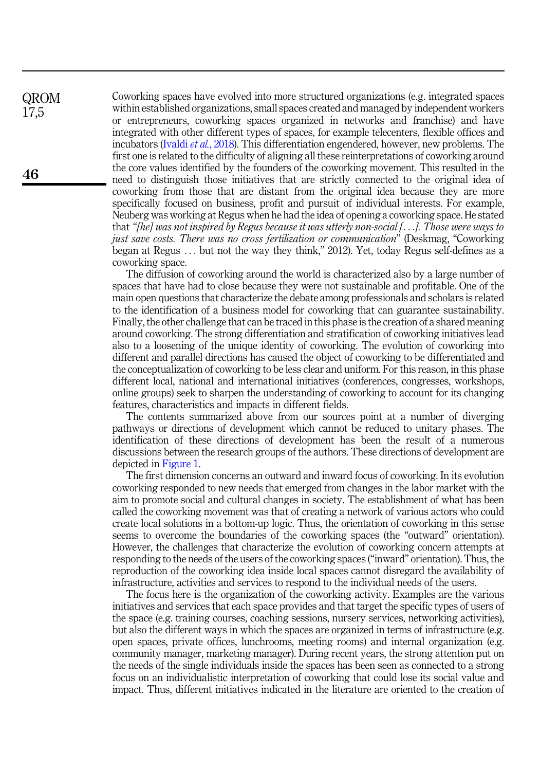Coworking spaces have evolved into more structured organizations (e.g. integrated spaces within established organizations, small spaces created and managed by independent workers or entrepreneurs, coworking spaces organized in networks and franchise) and have integrated with other different types of spaces, for example telecenters, flexible offices and incubators (Ivaldi *et al.*, 2018). This differentiation engendered, however, new problems. The first one is related to the difficulty of aligning all these reinterpretations of coworking around the core values identified by the founders of the coworking movement. This resulted in the need to distinguish those initiatives that are strictly connected to the original idea of coworking from those that are distant from the original idea because they are more specifically focused on business, profit and pursuit of individual interests. For example, Neuberg was working at Regus when he had the idea of opening a coworking space. He stated that *"[he] was not inspired by Regus because it was utterly non-social [. . .]. Those were ways to just save costs. There was no cross fertilization or communication"* (Deskmag, "Coworking began at Regus . . . but not the way they think," 2012). Yet, today Regus self-defines as a coworking space.

The diffusion of coworking around the world is characterized also by a large number of spaces that have had to close because they were not sustainable and profitable. One of the main open questions that characterize the debate among professionals and scholars is related to the identification of a business model for coworking that can guarantee sustainability. Finally, the other challenge that can be traced in this phase is the creation of a shared meaning around coworking. The strong differentiation and stratification of coworking initiatives lead also to a loosening of the unique identity of coworking. The evolution of coworking into different and parallel directions has caused the object of coworking to be differentiated and the conceptualization of coworking to be less clear and uniform. For this reason, in this phase different local, national and international initiatives (conferences, congresses, workshops, online groups) seek to sharpen the understanding of coworking to account for its changing features, characteristics and impacts in different fields.

The contents summarized above from our sources point at a number of diverging pathways or directions of development which cannot be reduced to unitary phases. The identification of these directions of development has been the result of a numerous discussions between the research groups of the authors. These directions of development are depicted in Figure 1.

The first dimension concerns an outward and inward focus of coworking. In its evolution coworking responded to new needs that emerged from changes in the labor market with the aim to promote social and cultural changes in society. The establishment of what has been called the coworking movement was that of creating a network of various actors who could create local solutions in a bottom-up logic. Thus, the orientation of coworking in this sense seems to overcome the boundaries of the coworking spaces (the "outward" orientation). However, the challenges that characterize the evolution of coworking concern attempts at responding to the needs of the users of the coworking spaces ("inward" orientation). Thus, the reproduction of the coworking idea inside local spaces cannot disregard the availability of infrastructure, activities and services to respond to the individual needs of the users.

The focus here is the organization of the coworking activity. Examples are the various initiatives and services that each space provides and that target the specific types of users of the space (e.g. training courses, coaching sessions, nursery services, networking activities), but also the different ways in which the spaces are organized in terms of infrastructure (e.g. open spaces, private offices, lunchrooms, meeting rooms) and internal organization (e.g. community manager, marketing manager). During recent years, the strong attention put on the needs of the single individuals inside the spaces has been seen as connected to a strong focus on an individualistic interpretation of coworking that could lose its social value and impact. Thus, different initiatives indicated in the literature are oriented to the creation of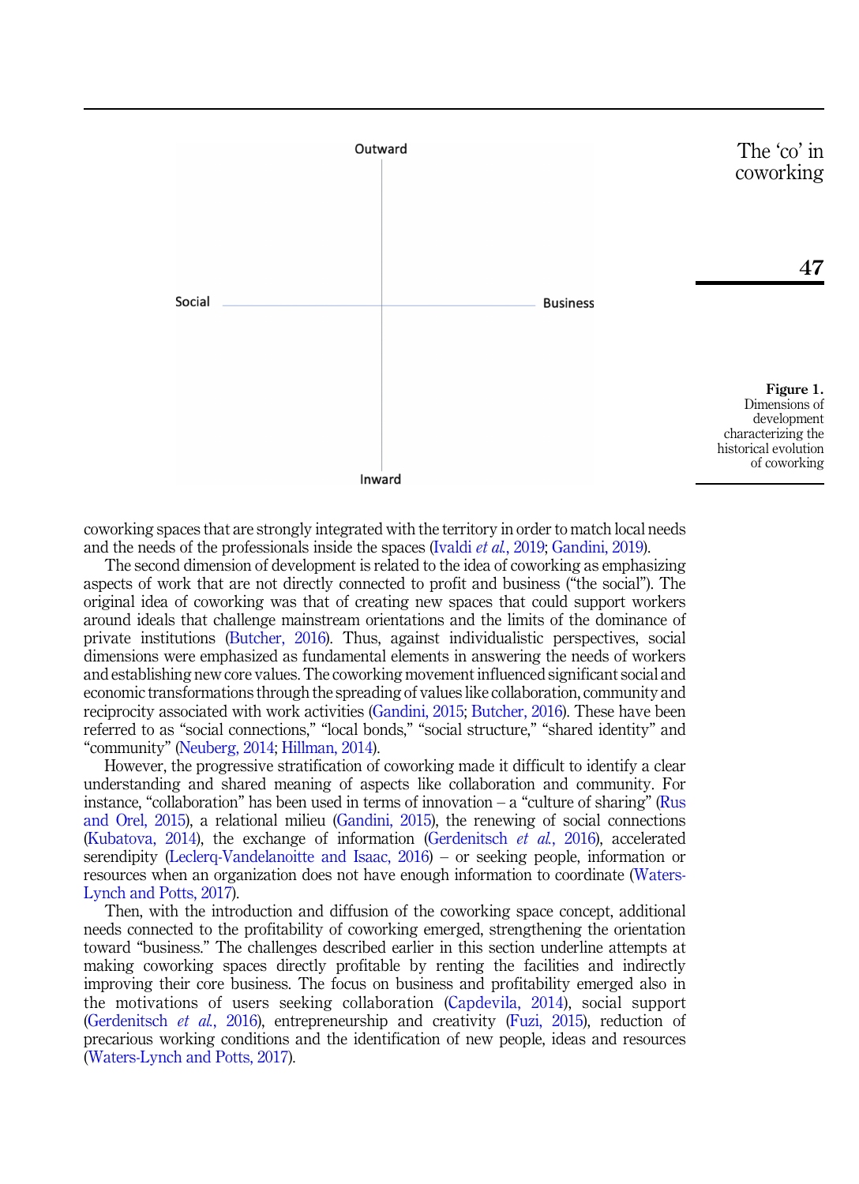Outward

Social　　　　　　　　　　　　　　　　Business

Inward

**Figure 1.** Dimensions of development characterizing the historical evolution of coworking

coworking spaces that are strongly integrated with the territory in order to match local needs and the needs of the professionals inside the spaces (Ivaldi *et al.*, 2019; Gandini, 2019).

The second dimension of development is related to the idea of coworking as emphasizing aspects of work that are not directly connected to profit and business ("the social"). The original idea of coworking was that of creating new spaces that could support workers around ideals that challenge mainstream orientations and the limits of the dominance of private institutions (Butcher, 2016). Thus, against individualistic perspectives, social dimensions were emphasized as fundamental elements in answering the needs of workers and establishing new core values. The coworking movement influenced significant social and economic transformations through the spreading of values like collaboration, community and reciprocity associated with work activities (Gandini, 2015; Butcher, 2016). These have been referred to as "social connections," "local bonds," "social structure," "shared identity" and "community" (Neuberg, 2014; Hillman, 2014).

However, the progressive stratification of coworking made it difficult to identify a clear understanding and shared meaning of aspects like collaboration and community. For instance, "collaboration" has been used in terms of innovation – a "culture of sharing" (Rus and Orel, 2015), a relational milieu (Gandini, 2015), the renewing of social connections (Kubatova, 2014), the exchange of information (Gerdenitsch *et al.*, 2016), accelerated serendipity (Leclerq-Vandelanoitte and Isaac, 2016) – or seeking people, information or resources when an organization does not have enough information to coordinate (Waters-Lynch and Potts, 2017).

Then, with the introduction and diffusion of the coworking space concept, additional needs connected to the profitability of coworking emerged, strengthening the orientation toward "business." The challenges described earlier in this section underline attempts at making coworking spaces directly profitable by renting the facilities and indirectly improving their core business. The focus on business and profitability emerged also in the motivations of users seeking collaboration (Capdevila, 2014), social support (Gerdenitsch *et al.*, 2016), entrepreneurship and creativity (Fuzi, 2015), reduction of precarious working conditions and the identification of new people, ideas and resources (Waters-Lynch and Potts, 2017).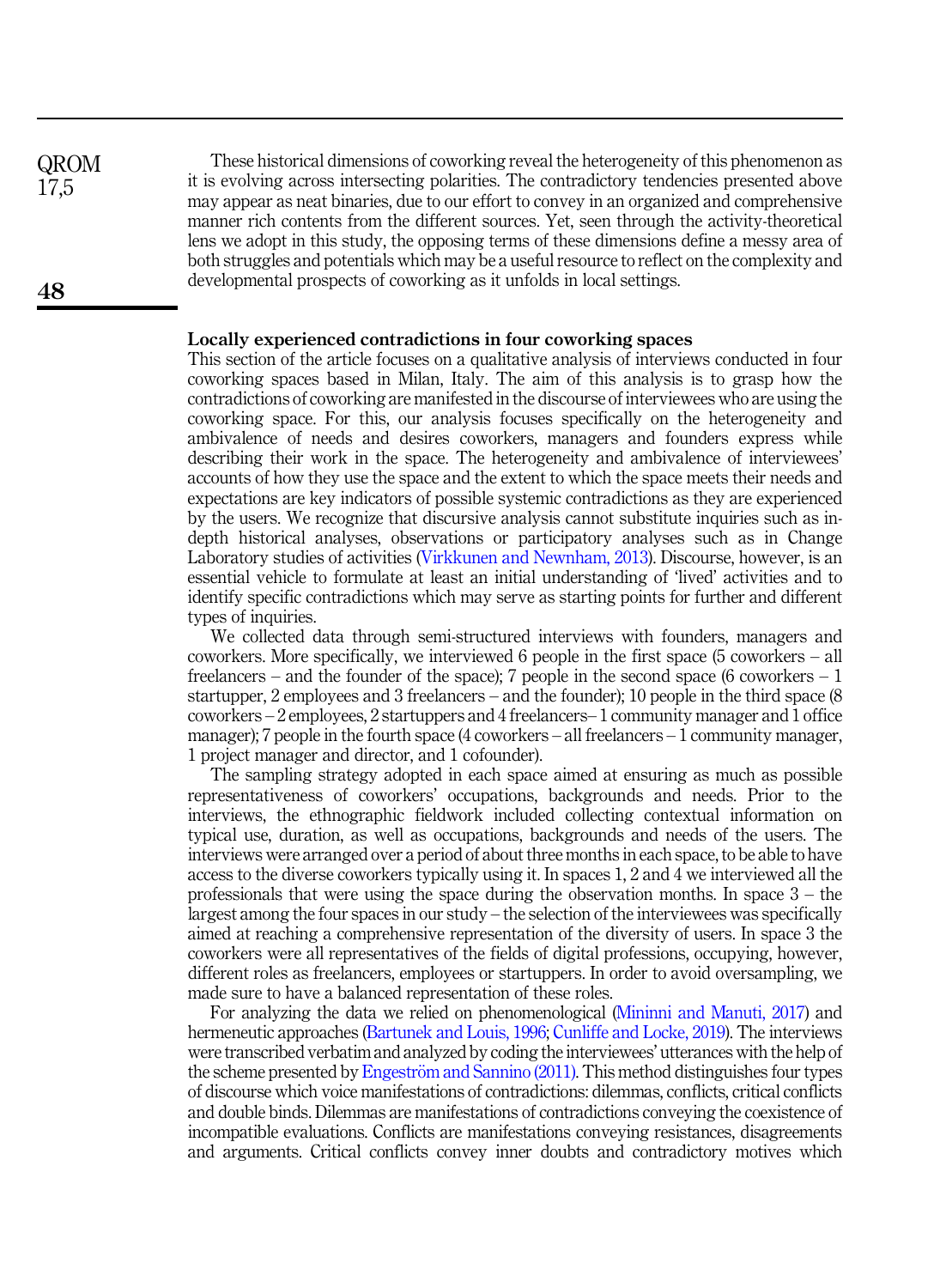These historical dimensions of coworking reveal the heterogeneity of this phenomenon as it is evolving across intersecting polarities. The contradictory tendencies presented above may appear as neat binaries, due to our effort to convey in an organized and comprehensive manner rich contents from the different sources. Yet, seen through the activity-theoretical lens we adopt in this study, the opposing terms of these dimensions define a messy area of both struggles and potentials which may be a useful resource to reflect on the complexity and developmental prospects of coworking as it unfolds in local settings.

## Locally experienced contradictions in four coworking spaces

This section of the article focuses on a qualitative analysis of interviews conducted in four coworking spaces based in Milan, Italy. The aim of this analysis is to grasp how the contradictions of coworking are manifested in the discourse of interviewees who are using the coworking space. For this, our analysis focuses specifically on the heterogeneity and ambivalence of needs and desires coworkers, managers and founders express while describing their work in the space. The heterogeneity and ambivalence of interviewees' accounts of how they use the space and the extent to which the space meets their needs and expectations are key indicators of possible systemic contradictions as they are experienced by the users. We recognize that discursive analysis cannot substitute inquiries such as in-depth historical analyses, observations or participatory analyses such as in Change Laboratory studies of activities (Virkkunen and Newnham, 2013). Discourse, however, is an essential vehicle to formulate at least an initial understanding of 'lived' activities and to identify specific contradictions which may serve as starting points for further and different types of inquiries.

We collected data through semi-structured interviews with founders, managers and coworkers. More specifically, we interviewed 6 people in the first space (5 coworkers – all freelancers – and the founder of the space); 7 people in the second space (6 coworkers – 1 startupper, 2 employees and 3 freelancers – and the founder); 10 people in the third space (8 coworkers – 2 employees, 2 startuppers and 4 freelancers– 1 community manager and 1 office manager); 7 people in the fourth space (4 coworkers – all freelancers – 1 community manager, 1 project manager and director, and 1 cofounder).

The sampling strategy adopted in each space aimed at ensuring as much as possible representativeness of coworkers' occupations, backgrounds and needs. Prior to the interviews, the ethnographic fieldwork included collecting contextual information on typical use, duration, as well as occupations, backgrounds and needs of the users. The interviews were arranged over a period of about three months in each space, to be able to have access to the diverse coworkers typically using it. In spaces 1, 2 and 4 we interviewed all the professionals that were using the space during the observation months. In space 3 – the largest among the four spaces in our study – the selection of the interviewees was specifically aimed at reaching a comprehensive representation of the diversity of users. In space 3 the coworkers were all representatives of the fields of digital professions, occupying, however, different roles as freelancers, employees or startuppers. In order to avoid oversampling, we made sure to have a balanced representation of these roles.

For analyzing the data we relied on phenomenological (Mininni and Manuti, 2017) and hermeneutic approaches (Bartunek and Louis, 1996; Cunliffe and Locke, 2019). The interviews were transcribed verbatim and analyzed by coding the interviewees' utterances with the help of the scheme presented by Engeström and Sannino (2011). This method distinguishes four types of discourse which voice manifestations of contradictions: dilemmas, conflicts, critical conflicts and double binds. Dilemmas are manifestations of contradictions conveying the coexistence of incompatible evaluations. Conflicts are manifestations conveying resistances, disagreements and arguments. Critical conflicts convey inner doubts and contradictory motives which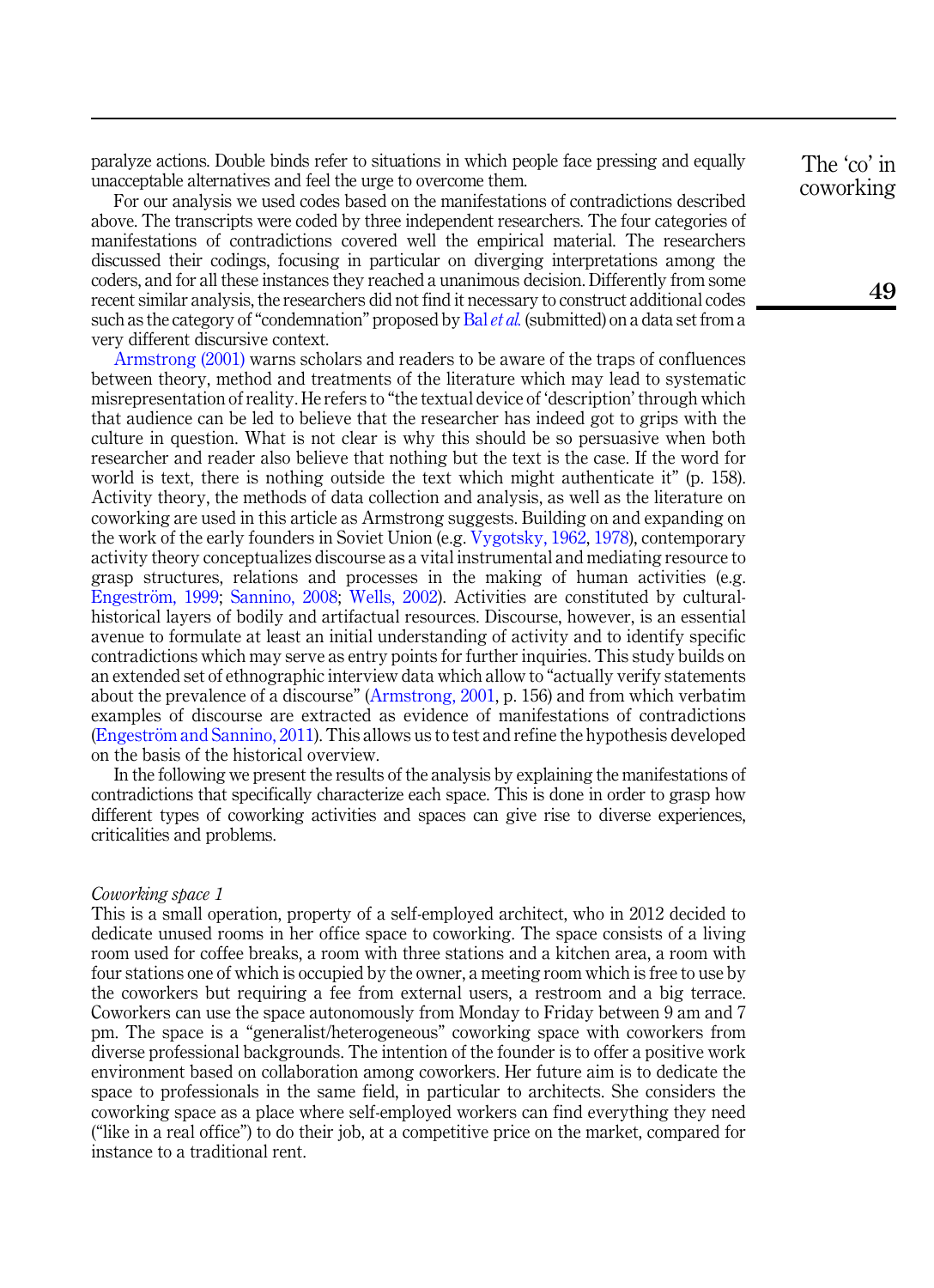paralyze actions. Double binds refer to situations in which people face pressing and equally unacceptable alternatives and feel the urge to overcome them.

For our analysis we used codes based on the manifestations of contradictions described above. The transcripts were coded by three independent researchers. The four categories of manifestations of contradictions covered well the empirical material. The researchers discussed their codings, focusing in particular on diverging interpretations among the coders, and for all these instances they reached a unanimous decision. Differently from some recent similar analysis, the researchers did not find it necessary to construct additional codes such as the category of "condemnation" proposed by Bal *et al.* (submitted) on a data set from a very different discursive context.

Armstrong (2001) warns scholars and readers to be aware of the traps of confluences between theory, method and treatments of the literature which may lead to systematic misrepresentation of reality. He refers to "the textual device of 'description' through which that audience can be led to believe that the researcher has indeed got to grips with the culture in question. What is not clear is why this should be so persuasive when both researcher and reader also believe that nothing but the text is the case. If the word for world is text, there is nothing outside the text which might authenticate it" (p. 158). Activity theory, the methods of data collection and analysis, as well as the literature on coworking are used in this article as Armstrong suggests. Building on and expanding on the work of the early founders in Soviet Union (e.g. Vygotsky, 1962, 1978), contemporary activity theory conceptualizes discourse as a vital instrumental and mediating resource to grasp structures, relations and processes in the making of human activities (e.g. Engeström, 1999; Sannino, 2008; Wells, 2002). Activities are constituted by cultural-historical layers of bodily and artifactual resources. Discourse, however, is an essential avenue to formulate at least an initial understanding of activity and to identify specific contradictions which may serve as entry points for further inquiries. This study builds on an extended set of ethnographic interview data which allow to "actually verify statements about the prevalence of a discourse" (Armstrong, 2001, p. 156) and from which verbatim examples of discourse are extracted as evidence of manifestations of contradictions (Engeström and Sannino, 2011). This allows us to test and refine the hypothesis developed on the basis of the historical overview.

In the following we present the results of the analysis by explaining the manifestations of contradictions that specifically characterize each space. This is done in order to grasp how different types of coworking activities and spaces can give rise to diverse experiences, criticalities and problems.

### *Coworking space 1*

This is a small operation, property of a self-employed architect, who in 2012 decided to dedicate unused rooms in her office space to coworking. The space consists of a living room used for coffee breaks, a room with three stations and a kitchen area, a room with four stations one of which is occupied by the owner, a meeting room which is free to use by the coworkers but requiring a fee from external users, a restroom and a big terrace. Coworkers can use the space autonomously from Monday to Friday between 9 am and 7 pm. The space is a "generalist/heterogeneous" coworking space with coworkers from diverse professional backgrounds. The intention of the founder is to offer a positive work environment based on collaboration among coworkers. Her future aim is to dedicate the space to professionals in the same field, in particular to architects. She considers the coworking space as a place where self-employed workers can find everything they need ("like in a real office") to do their job, at a competitive price on the market, compared for instance to a traditional rent.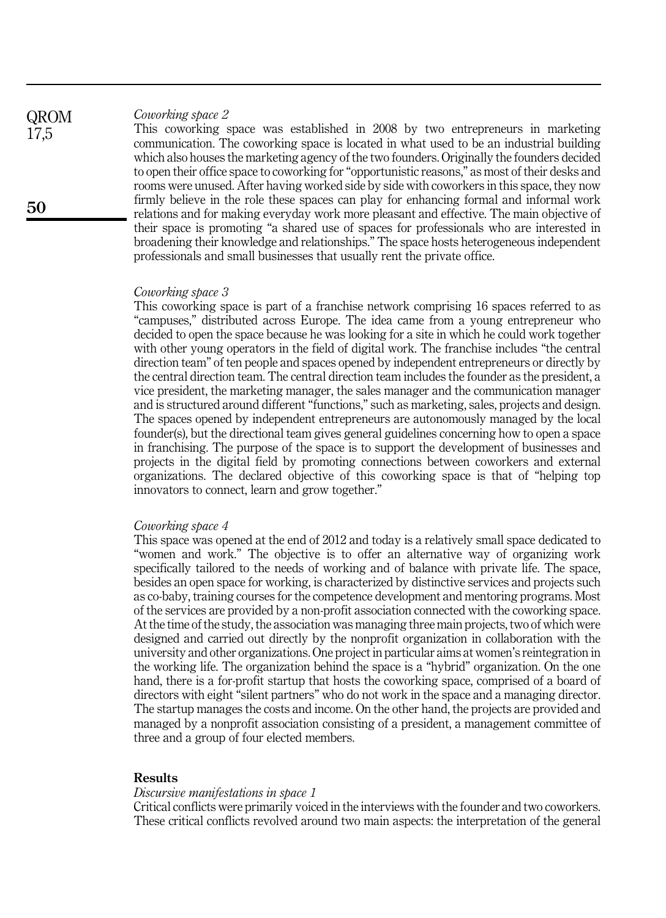*Coworking space 2*

This coworking space was established in 2008 by two entrepreneurs in marketing communication. The coworking space is located in what used to be an industrial building which also houses the marketing agency of the two founders. Originally the founders decided to open their office space to coworking for "opportunistic reasons," as most of their desks and rooms were unused. After having worked side by side with coworkers in this space, they now firmly believe in the role these spaces can play for enhancing formal and informal work relations and for making everyday work more pleasant and effective. The main objective of their space is promoting "a shared use of spaces for professionals who are interested in broadening their knowledge and relationships." The space hosts heterogeneous independent professionals and small businesses that usually rent the private office.

*Coworking space 3*

This coworking space is part of a franchise network comprising 16 spaces referred to as "campuses," distributed across Europe. The idea came from a young entrepreneur who decided to open the space because he was looking for a site in which he could work together with other young operators in the field of digital work. The franchise includes "the central direction team" of ten people and spaces opened by independent entrepreneurs or directly by the central direction team. The central direction team includes the founder as the president, a vice president, the marketing manager, the sales manager and the communication manager and is structured around different "functions," such as marketing, sales, projects and design. The spaces opened by independent entrepreneurs are autonomously managed by the local founder(s), but the directional team gives general guidelines concerning how to open a space in franchising. The purpose of the space is to support the development of businesses and projects in the digital field by promoting connections between coworkers and external organizations. The declared objective of this coworking space is that of "helping top innovators to connect, learn and grow together."

*Coworking space 4*

This space was opened at the end of 2012 and today is a relatively small space dedicated to "women and work." The objective is to offer an alternative way of organizing work specifically tailored to the needs of working and of balance with private life. The space, besides an open space for working, is characterized by distinctive services and projects such as co-baby, training courses for the competence development and mentoring programs. Most of the services are provided by a non-profit association connected with the coworking space. At the time of the study, the association was managing three main projects, two of which were designed and carried out directly by the nonprofit organization in collaboration with the university and other organizations. One project in particular aims at women's reintegration in the working life. The organization behind the space is a "hybrid" organization. On the one hand, there is a for-profit startup that hosts the coworking space, comprised of a board of directors with eight "silent partners" who do not work in the space and a managing director. The startup manages the costs and income. On the other hand, the projects are provided and managed by a nonprofit association consisting of a president, a management committee of three and a group of four elected members.

## Results

*Discursive manifestations in space 1*

Critical conflicts were primarily voiced in the interviews with the founder and two coworkers. These critical conflicts revolved around two main aspects: the interpretation of the general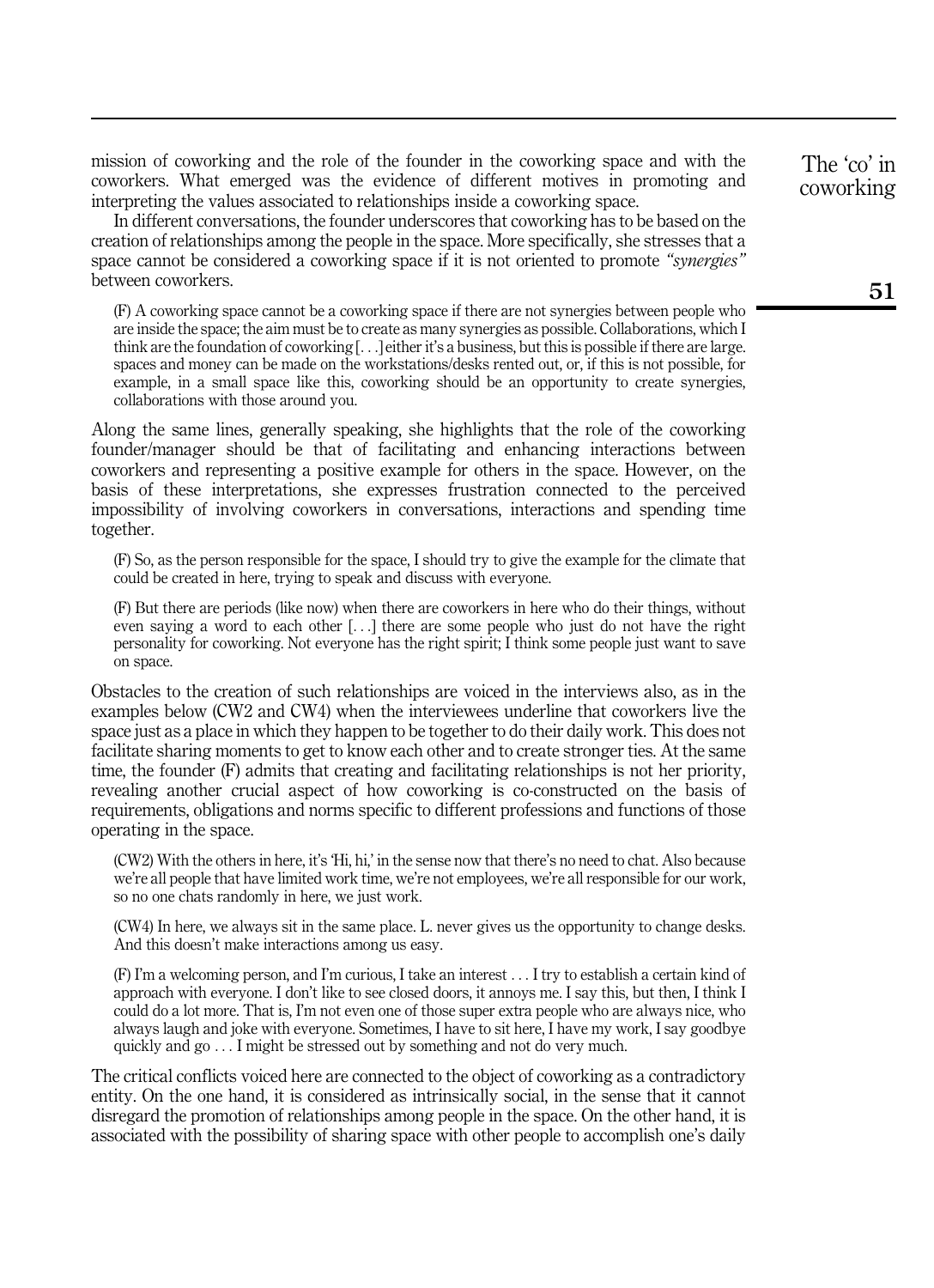mission of coworking and the role of the founder in the coworking space and with the coworkers. What emerged was the evidence of different motives in promoting and interpreting the values associated to relationships inside a coworking space.

In different conversations, the founder underscores that coworking has to be based on the creation of relationships among the people in the space. More specifically, she stresses that a space cannot be considered a coworking space if it is not oriented to promote *"synergies"* between coworkers.

> (F) A coworking space cannot be a coworking space if there are not synergies between people who are inside the space; the aim must be to create as many synergies as possible. Collaborations, which I think are the foundation of coworking [. . .] either it's a business, but this is possible if there are large. spaces and money can be made on the workstations/desks rented out, or, if this is not possible, for example, in a small space like this, coworking should be an opportunity to create synergies, collaborations with those around you.

Along the same lines, generally speaking, she highlights that the role of the coworking founder/manager should be that of facilitating and enhancing interactions between coworkers and representing a positive example for others in the space. However, on the basis of these interpretations, she expresses frustration connected to the perceived impossibility of involving coworkers in conversations, interactions and spending time together.

> (F) So, as the person responsible for the space, I should try to give the example for the climate that could be created in here, trying to speak and discuss with everyone.

> (F) But there are periods (like now) when there are coworkers in here who do their things, without even saying a word to each other [. . .] there are some people who just do not have the right personality for coworking. Not everyone has the right spirit; I think some people just want to save on space.

Obstacles to the creation of such relationships are voiced in the interviews also, as in the examples below (CW2 and CW4) when the interviewees underline that coworkers live the space just as a place in which they happen to be together to do their daily work. This does not facilitate sharing moments to get to know each other and to create stronger ties. At the same time, the founder (F) admits that creating and facilitating relationships is not her priority, revealing another crucial aspect of how coworking is co-constructed on the basis of requirements, obligations and norms specific to different professions and functions of those operating in the space.

> (CW2) With the others in here, it's 'Hi, hi,' in the sense now that there's no need to chat. Also because we're all people that have limited work time, we're not employees, we're all responsible for our work, so no one chats randomly in here, we just work.

> (CW4) In here, we always sit in the same place. L. never gives us the opportunity to change desks. And this doesn't make interactions among us easy.

> (F) I'm a welcoming person, and I'm curious, I take an interest . . . I try to establish a certain kind of approach with everyone. I don't like to see closed doors, it annoys me. I say this, but then, I think I could do a lot more. That is, I'm not even one of those super extra people who are always nice, who always laugh and joke with everyone. Sometimes, I have to sit here, I have my work, I say goodbye quickly and go . . . I might be stressed out by something and not do very much.

The critical conflicts voiced here are connected to the object of coworking as a contradictory entity. On the one hand, it is considered as intrinsically social, in the sense that it cannot disregard the promotion of relationships among people in the space. On the other hand, it is associated with the possibility of sharing space with other people to accomplish one's daily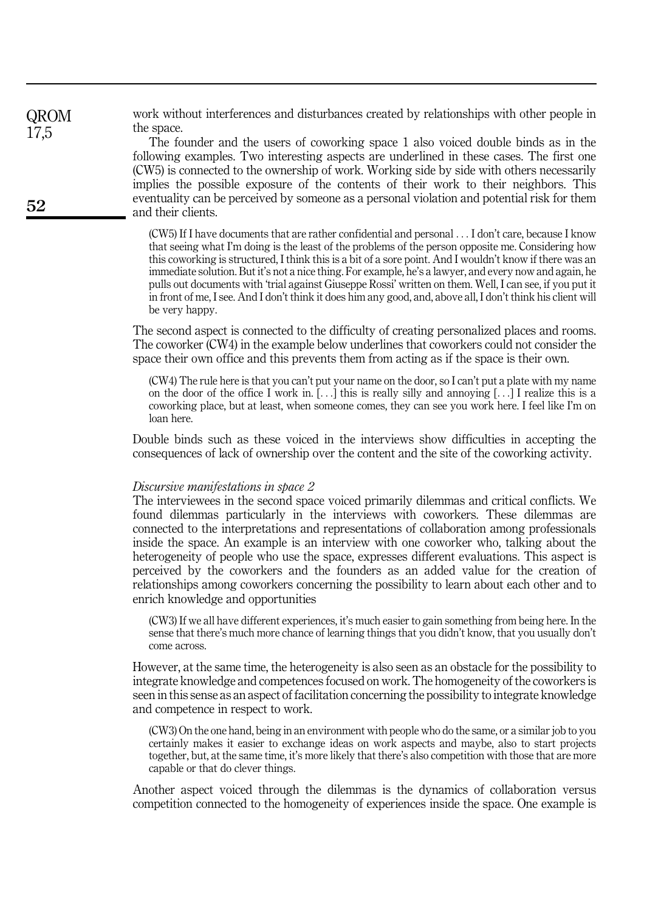work without interferences and disturbances created by relationships with other people in the space.

The founder and the users of coworking space 1 also voiced double binds as in the following examples. Two interesting aspects are underlined in these cases. The first one (CW5) is connected to the ownership of work. Working side by side with others necessarily implies the possible exposure of the contents of their work to their neighbors. This eventuality can be perceived by someone as a personal violation and potential risk for them and their clients.

> (CW5) If I have documents that are rather confidential and personal . . . I don't care, because I know that seeing what I'm doing is the least of the problems of the person opposite me. Considering how this coworking is structured, I think this is a bit of a sore point. And I wouldn't know if there was an immediate solution. But it's not a nice thing. For example, he's a lawyer, and every now and again, he pulls out documents with 'trial against Giuseppe Rossi' written on them. Well, I can see, if you put it in front of me, I see. And I don't think it does him any good, and, above all, I don't think his client will be very happy.

The second aspect is connected to the difficulty of creating personalized places and rooms. The coworker (CW4) in the example below underlines that coworkers could not consider the space their own office and this prevents them from acting as if the space is their own.

> (CW4) The rule here is that you can't put your name on the door, so I can't put a plate with my name on the door of the office I work in. [. . .] this is really silly and annoying [. . .] I realize this is a coworking place, but at least, when someone comes, they can see you work here. I feel like I'm on loan here.

Double binds such as these voiced in the interviews show difficulties in accepting the consequences of lack of ownership over the content and the site of the coworking activity.

*Discursive manifestations in space 2*

The interviewees in the second space voiced primarily dilemmas and critical conflicts. We found dilemmas particularly in the interviews with coworkers. These dilemmas are connected to the interpretations and representations of collaboration among professionals inside the space. An example is an interview with one coworker who, talking about the heterogeneity of people who use the space, expresses different evaluations. This aspect is perceived by the coworkers and the founders as an added value for the creation of relationships among coworkers concerning the possibility to learn about each other and to enrich knowledge and opportunities

> (CW3) If we all have different experiences, it's much easier to gain something from being here. In the sense that there's much more chance of learning things that you didn't know, that you usually don't come across.

However, at the same time, the heterogeneity is also seen as an obstacle for the possibility to integrate knowledge and competences focused on work. The homogeneity of the coworkers is seen in this sense as an aspect of facilitation concerning the possibility to integrate knowledge and competence in respect to work.

> (CW3) On the one hand, being in an environment with people who do the same, or a similar job to you certainly makes it easier to exchange ideas on work aspects and maybe, also to start projects together, but, at the same time, it's more likely that there's also competition with those that are more capable or that do clever things.

Another aspect voiced through the dilemmas is the dynamics of collaboration versus competition connected to the homogeneity of experiences inside the space. One example is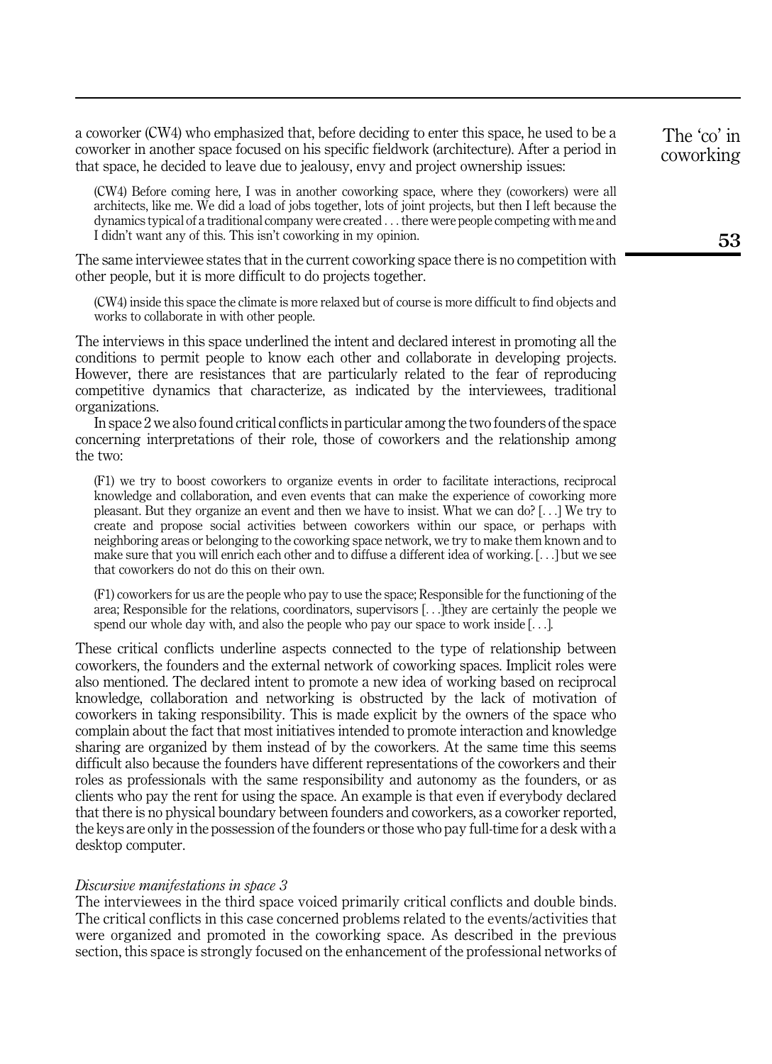a coworker (CW4) who emphasized that, before deciding to enter this space, he used to be a coworker in another space focused on his specific fieldwork (architecture). After a period in that space, he decided to leave due to jealousy, envy and project ownership issues:

> (CW4) Before coming here, I was in another coworking space, where they (coworkers) were all architects, like me. We did a load of jobs together, lots of joint projects, but then I left because the dynamics typical of a traditional company were created . . . there were people competing with me and I didn't want any of this. This isn't coworking in my opinion.

The same interviewee states that in the current coworking space there is no competition with other people, but it is more difficult to do projects together.

> (CW4) inside this space the climate is more relaxed but of course is more difficult to find objects and works to collaborate in with other people.

The interviews in this space underlined the intent and declared interest in promoting all the conditions to permit people to know each other and collaborate in developing projects. However, there are resistances that are particularly related to the fear of reproducing competitive dynamics that characterize, as indicated by the interviewees, traditional organizations.

In space 2 we also found critical conflicts in particular among the two founders of the space concerning interpretations of their role, those of coworkers and the relationship among the two:

> (F1) we try to boost coworkers to organize events in order to facilitate interactions, reciprocal knowledge and collaboration, and even events that can make the experience of coworking more pleasant. But they organize an event and then we have to insist. What we can do? [. . .] We try to create and propose social activities between coworkers within our space, or perhaps with neighboring areas or belonging to the coworking space network, we try to make them known and to make sure that you will enrich each other and to diffuse a different idea of working. [. . .] but we see that coworkers do not do this on their own.

> (F1) coworkers for us are the people who pay to use the space; Responsible for the functioning of the area; Responsible for the relations, coordinators, supervisors [. . .]they are certainly the people we spend our whole day with, and also the people who pay our space to work inside [. . .].

These critical conflicts underline aspects connected to the type of relationship between coworkers, the founders and the external network of coworking spaces. Implicit roles were also mentioned. The declared intent to promote a new idea of working based on reciprocal knowledge, collaboration and networking is obstructed by the lack of motivation of coworkers in taking responsibility. This is made explicit by the owners of the space who complain about the fact that most initiatives intended to promote interaction and knowledge sharing are organized by them instead of by the coworkers. At the same time this seems difficult also because the founders have different representations of the coworkers and their roles as professionals with the same responsibility and autonomy as the founders, or as clients who pay the rent for using the space. An example is that even if everybody declared that there is no physical boundary between founders and coworkers, as a coworker reported, the keys are only in the possession of the founders or those who pay full-time for a desk with a desktop computer.

### *Discursive manifestations in space 3*

The interviewees in the third space voiced primarily critical conflicts and double binds. The critical conflicts in this case concerned problems related to the events/activities that were organized and promoted in the coworking space. As described in the previous section, this space is strongly focused on the enhancement of the professional networks of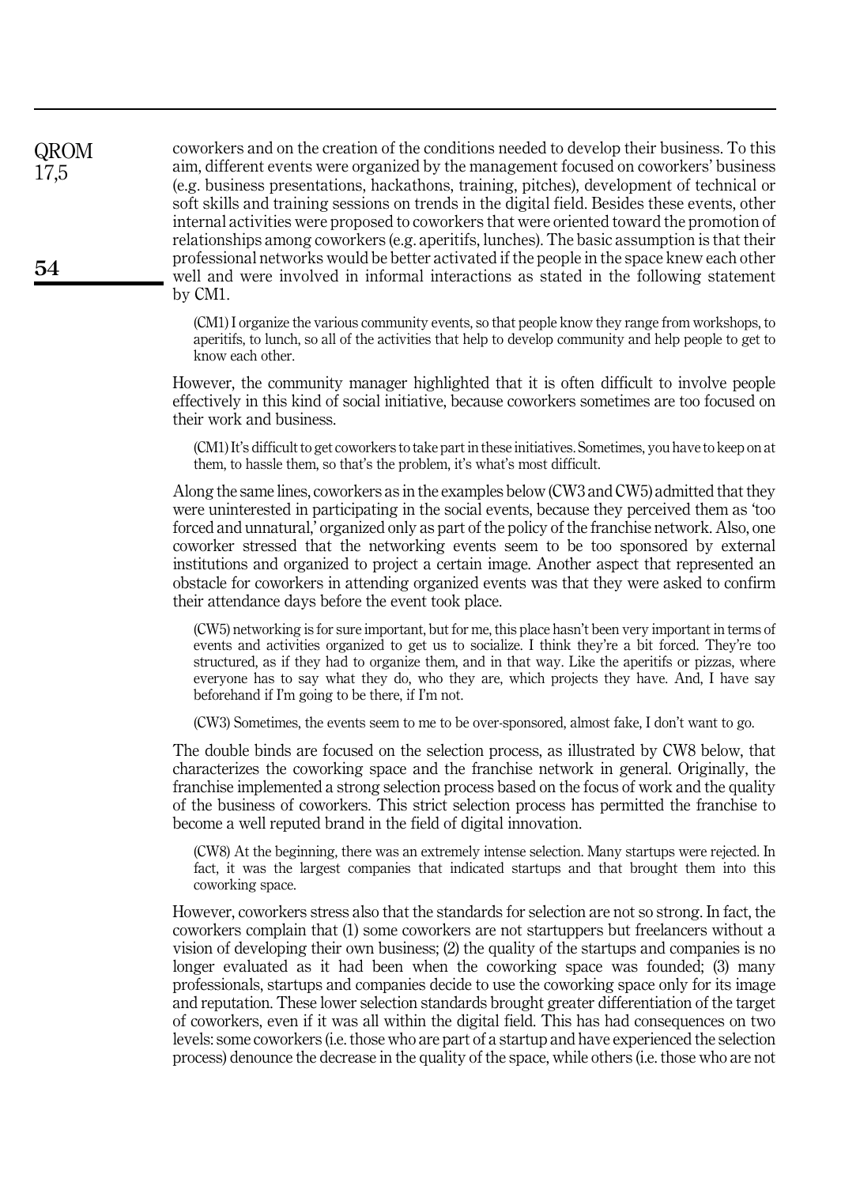coworkers and on the creation of the conditions needed to develop their business. To this aim, different events were organized by the management focused on coworkers' business (e.g. business presentations, hackathons, training, pitches), development of technical or soft skills and training sessions on trends in the digital field. Besides these events, other internal activities were proposed to coworkers that were oriented toward the promotion of relationships among coworkers (e.g. aperitifs, lunches). The basic assumption is that their professional networks would be better activated if the people in the space knew each other well and were involved in informal interactions as stated in the following statement by CM1.

> (CM1) I organize the various community events, so that people know they range from workshops, to aperitifs, to lunch, so all of the activities that help to develop community and help people to get to know each other.

However, the community manager highlighted that it is often difficult to involve people effectively in this kind of social initiative, because coworkers sometimes are too focused on their work and business.

> (CM1) It's difficult to get coworkers to take part in these initiatives. Sometimes, you have to keep on at them, to hassle them, so that's the problem, it's what's most difficult.

Along the same lines, coworkers as in the examples below (CW3 and CW5) admitted that they were uninterested in participating in the social events, because they perceived them as 'too forced and unnatural,' organized only as part of the policy of the franchise network. Also, one coworker stressed that the networking events seem to be too sponsored by external institutions and organized to project a certain image. Another aspect that represented an obstacle for coworkers in attending organized events was that they were asked to confirm their attendance days before the event took place.

> (CW5) networking is for sure important, but for me, this place hasn't been very important in terms of events and activities organized to get us to socialize. I think they're a bit forced. They're too structured, as if they had to organize them, and in that way. Like the aperitifs or pizzas, where everyone has to say what they do, who they are, which projects they have. And, I have say beforehand if I'm going to be there, if I'm not.

> (CW3) Sometimes, the events seem to me to be over-sponsored, almost fake, I don't want to go.

The double binds are focused on the selection process, as illustrated by CW8 below, that characterizes the coworking space and the franchise network in general. Originally, the franchise implemented a strong selection process based on the focus of work and the quality of the business of coworkers. This strict selection process has permitted the franchise to become a well reputed brand in the field of digital innovation.

> (CW8) At the beginning, there was an extremely intense selection. Many startups were rejected. In fact, it was the largest companies that indicated startups and that brought them into this coworking space.

However, coworkers stress also that the standards for selection are not so strong. In fact, the coworkers complain that (1) some coworkers are not startuppers but freelancers without a vision of developing their own business; (2) the quality of the startups and companies is no longer evaluated as it had been when the coworking space was founded; (3) many professionals, startups and companies decide to use the coworking space only for its image and reputation. These lower selection standards brought greater differentiation of the target of coworkers, even if it was all within the digital field. This has had consequences on two levels: some coworkers (i.e. those who are part of a startup and have experienced the selection process) denounce the decrease in the quality of the space, while others (i.e. those who are not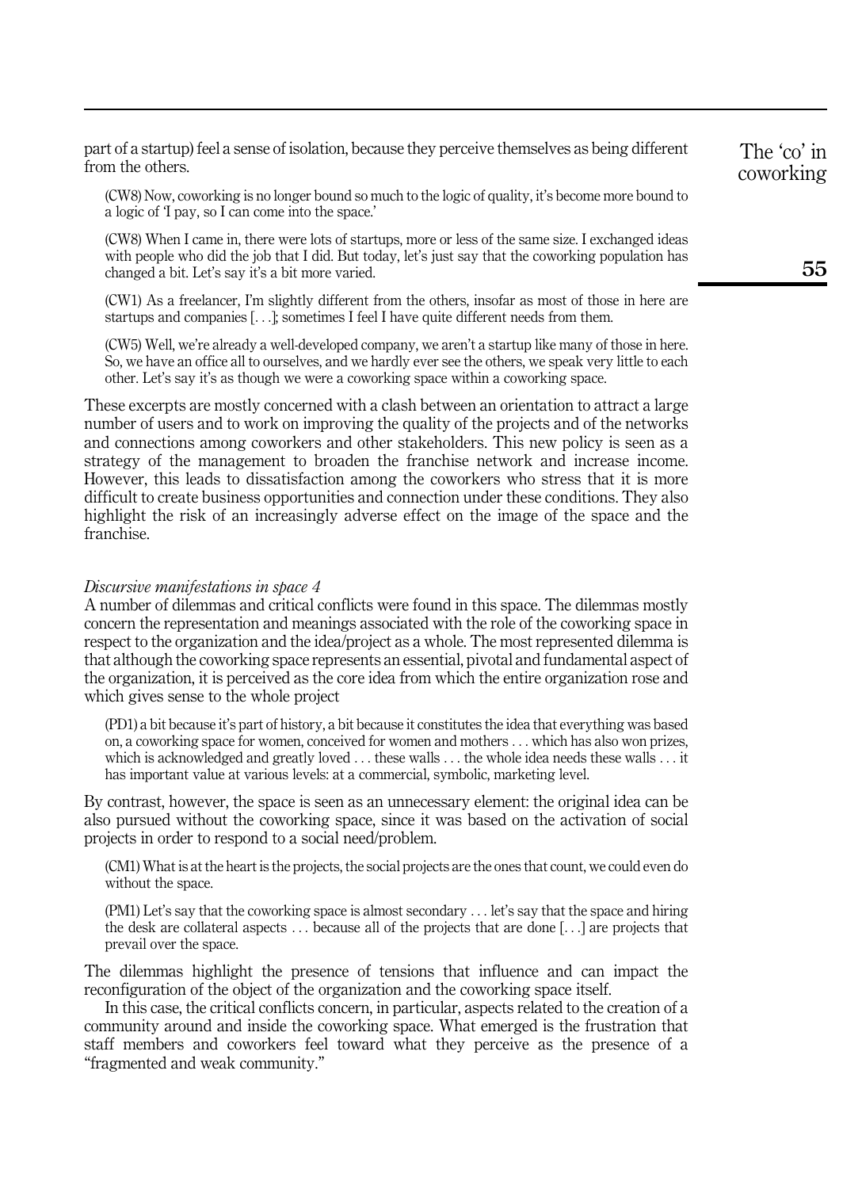part of a startup) feel a sense of isolation, because they perceive themselves as being different from the others.

> (CW8) Now, coworking is no longer bound so much to the logic of quality, it's become more bound to a logic of 'I pay, so I can come into the space.'

> (CW8) When I came in, there were lots of startups, more or less of the same size. I exchanged ideas with people who did the job that I did. But today, let's just say that the coworking population has changed a bit. Let's say it's a bit more varied.

> (CW1) As a freelancer, I'm slightly different from the others, insofar as most of those in here are startups and companies [. . .]; sometimes I feel I have quite different needs from them.

> (CW5) Well, we're already a well-developed company, we aren't a startup like many of those in here. So, we have an office all to ourselves, and we hardly ever see the others, we speak very little to each other. Let's say it's as though we were a coworking space within a coworking space.

These excerpts are mostly concerned with a clash between an orientation to attract a large number of users and to work on improving the quality of the projects and of the networks and connections among coworkers and other stakeholders. This new policy is seen as a strategy of the management to broaden the franchise network and increase income. However, this leads to dissatisfaction among the coworkers who stress that it is more difficult to create business opportunities and connection under these conditions. They also highlight the risk of an increasingly adverse effect on the image of the space and the franchise.

*Discursive manifestations in space 4*

A number of dilemmas and critical conflicts were found in this space. The dilemmas mostly concern the representation and meanings associated with the role of the coworking space in respect to the organization and the idea/project as a whole. The most represented dilemma is that although the coworking space represents an essential, pivotal and fundamental aspect of the organization, it is perceived as the core idea from which the entire organization rose and which gives sense to the whole project

> (PD1) a bit because it's part of history, a bit because it constitutes the idea that everything was based on, a coworking space for women, conceived for women and mothers . . . which has also won prizes, which is acknowledged and greatly loved . . . these walls . . . the whole idea needs these walls . . . it has important value at various levels: at a commercial, symbolic, marketing level.

By contrast, however, the space is seen as an unnecessary element: the original idea can be also pursued without the coworking space, since it was based on the activation of social projects in order to respond to a social need/problem.

> (CM1) What is at the heart is the projects, the social projects are the ones that count, we could even do without the space.

> (PM1) Let's say that the coworking space is almost secondary . . . let's say that the space and hiring the desk are collateral aspects . . . because all of the projects that are done [. . .] are projects that prevail over the space.

The dilemmas highlight the presence of tensions that influence and can impact the reconfiguration of the object of the organization and the coworking space itself.

In this case, the critical conflicts concern, in particular, aspects related to the creation of a community around and inside the coworking space. What emerged is the frustration that staff members and coworkers feel toward what they perceive as the presence of a "fragmented and weak community."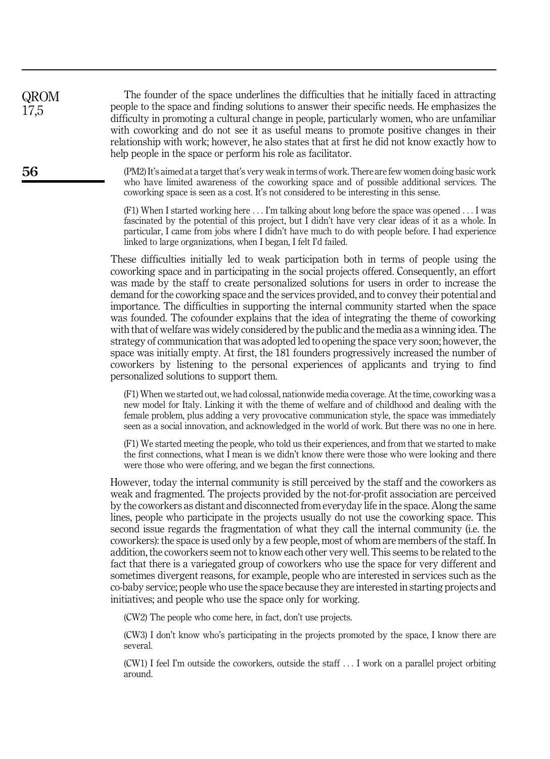The founder of the space underlines the difficulties that he initially faced in attracting people to the space and finding solutions to answer their specific needs. He emphasizes the difficulty in promoting a cultural change in people, particularly women, who are unfamiliar with coworking and do not see it as useful means to promote positive changes in their relationship with work; however, he also states that at first he did not know exactly how to help people in the space or perform his role as facilitator.

> (PM2) It's aimed at a target that's very weak in terms of work. There are few women doing basic work who have limited awareness of the coworking space and of possible additional services. The coworking space is seen as a cost. It's not considered to be interesting in this sense.

> (F1) When I started working here . . . I'm talking about long before the space was opened . . . I was fascinated by the potential of this project, but I didn't have very clear ideas of it as a whole. In particular, I came from jobs where I didn't have much to do with people before. I had experience linked to large organizations, when I began, I felt I'd failed.

These difficulties initially led to weak participation both in terms of people using the coworking space and in participating in the social projects offered. Consequently, an effort was made by the staff to create personalized solutions for users in order to increase the demand for the coworking space and the services provided, and to convey their potential and importance. The difficulties in supporting the internal community started when the space was founded. The cofounder explains that the idea of integrating the theme of coworking with that of welfare was widely considered by the public and the media as a winning idea. The strategy of communication that was adopted led to opening the space very soon; however, the space was initially empty. At first, the 181 founders progressively increased the number of coworkers by listening to the personal experiences of applicants and trying to find personalized solutions to support them.

> (F1) When we started out, we had colossal, nationwide media coverage. At the time, coworking was a new model for Italy. Linking it with the theme of welfare and of childhood and dealing with the female problem, plus adding a very provocative communication style, the space was immediately seen as a social innovation, and acknowledged in the world of work. But there was no one in here.

> (F1) We started meeting the people, who told us their experiences, and from that we started to make the first connections, what I mean is we didn't know there were those who were looking and there were those who were offering, and we began the first connections.

However, today the internal community is still perceived by the staff and the coworkers as weak and fragmented. The projects provided by the not-for-profit association are perceived by the coworkers as distant and disconnected from everyday life in the space. Along the same lines, people who participate in the projects usually do not use the coworking space. This second issue regards the fragmentation of what they call the internal community (i.e. the coworkers): the space is used only by a few people, most of whom are members of the staff. In addition, the coworkers seem not to know each other very well. This seems to be related to the fact that there is a variegated group of coworkers who use the space for very different and sometimes divergent reasons, for example, people who are interested in services such as the co-baby service; people who use the space because they are interested in starting projects and initiatives; and people who use the space only for working.

> (CW2) The people who come here, in fact, don't use projects.

> (CW3) I don't know who's participating in the projects promoted by the space, I know there are several.

> (CW1) I feel I'm outside the coworkers, outside the staff . . . I work on a parallel project orbiting around.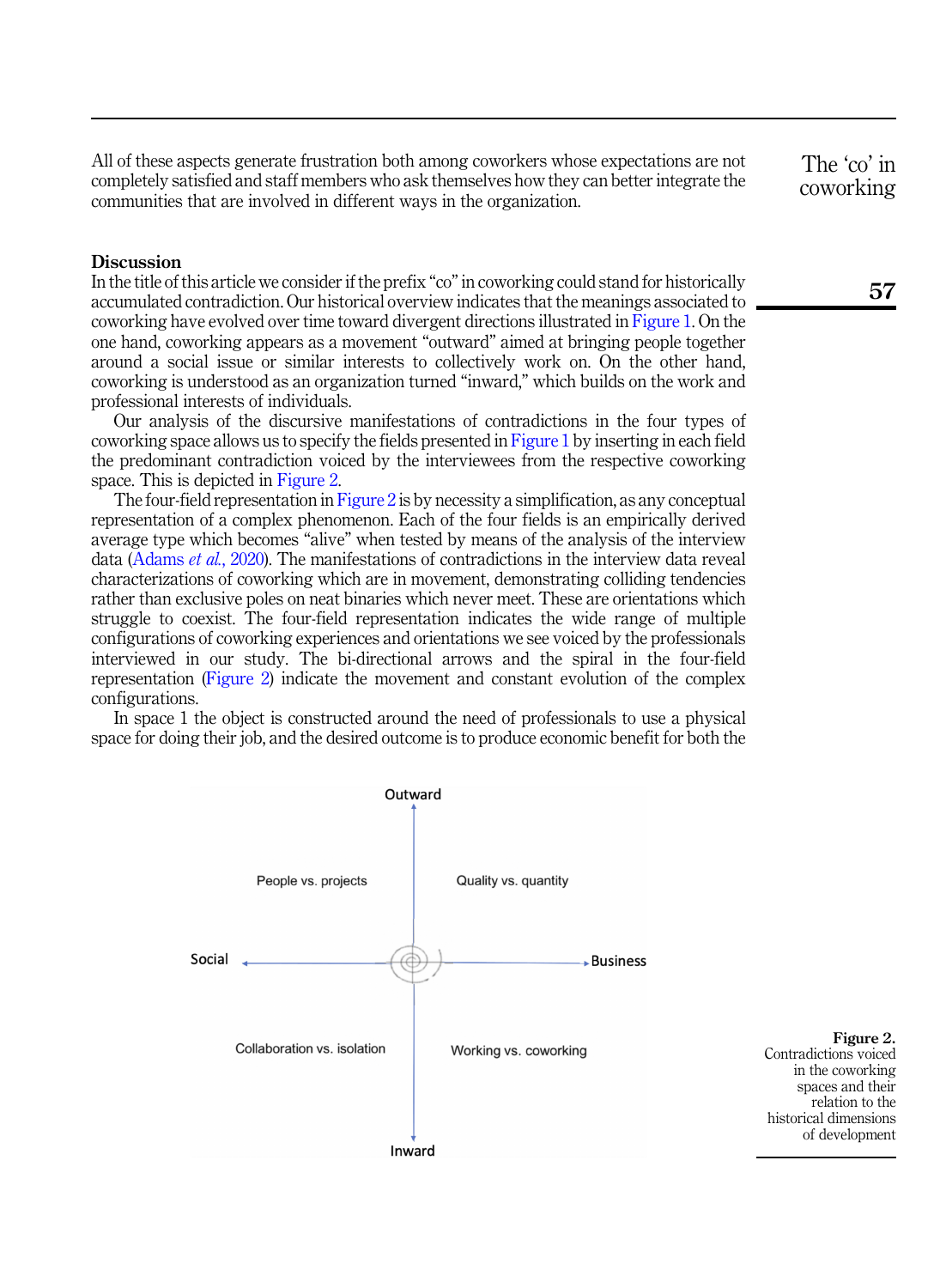All of these aspects generate frustration both among coworkers whose expectations are not completely satisfied and staff members who ask themselves how they can better integrate the communities that are involved in different ways in the organization.

## Discussion

In the title of this article we consider if the prefix "co" in coworking could stand for historically accumulated contradiction. Our historical overview indicates that the meanings associated to coworking have evolved over time toward divergent directions illustrated in Figure 1. On the one hand, coworking appears as a movement "outward" aimed at bringing people together around a social issue or similar interests to collectively work on. On the other hand, coworking is understood as an organization turned "inward," which builds on the work and professional interests of individuals.

Our analysis of the discursive manifestations of contradictions in the four types of coworking space allows us to specify the fields presented in Figure 1 by inserting in each field the predominant contradiction voiced by the interviewees from the respective coworking space. This is depicted in Figure 2.

The four-field representation in Figure 2 is by necessity a simplification, as any conceptual representation of a complex phenomenon. Each of the four fields is an empirically derived average type which becomes "alive" when tested by means of the analysis of the interview data (Adams *et al.*, 2020). The manifestations of contradictions in the interview data reveal characterizations of coworking which are in movement, demonstrating colliding tendencies rather than exclusive poles on neat binaries which never meet. These are orientations which struggle to coexist. The four-field representation indicates the wide range of multiple configurations of coworking experiences and orientations we see voiced by the professionals interviewed in our study. The bi-directional arrows and the spiral in the four-field representation (Figure 2) indicate the movement and constant evolution of the complex configurations.

In space 1 the object is constructed around the need of professionals to use a physical space for doing their job, and the desired outcome is to produce economic benefit for both the

Outward

People vs. projects | Quality vs. quantity

Social ↔ Business

Collaboration vs. isolation | Working vs. coworking

Inward

**Figure 2.** Contradictions voiced in the coworking spaces and their relation to the historical dimensions of development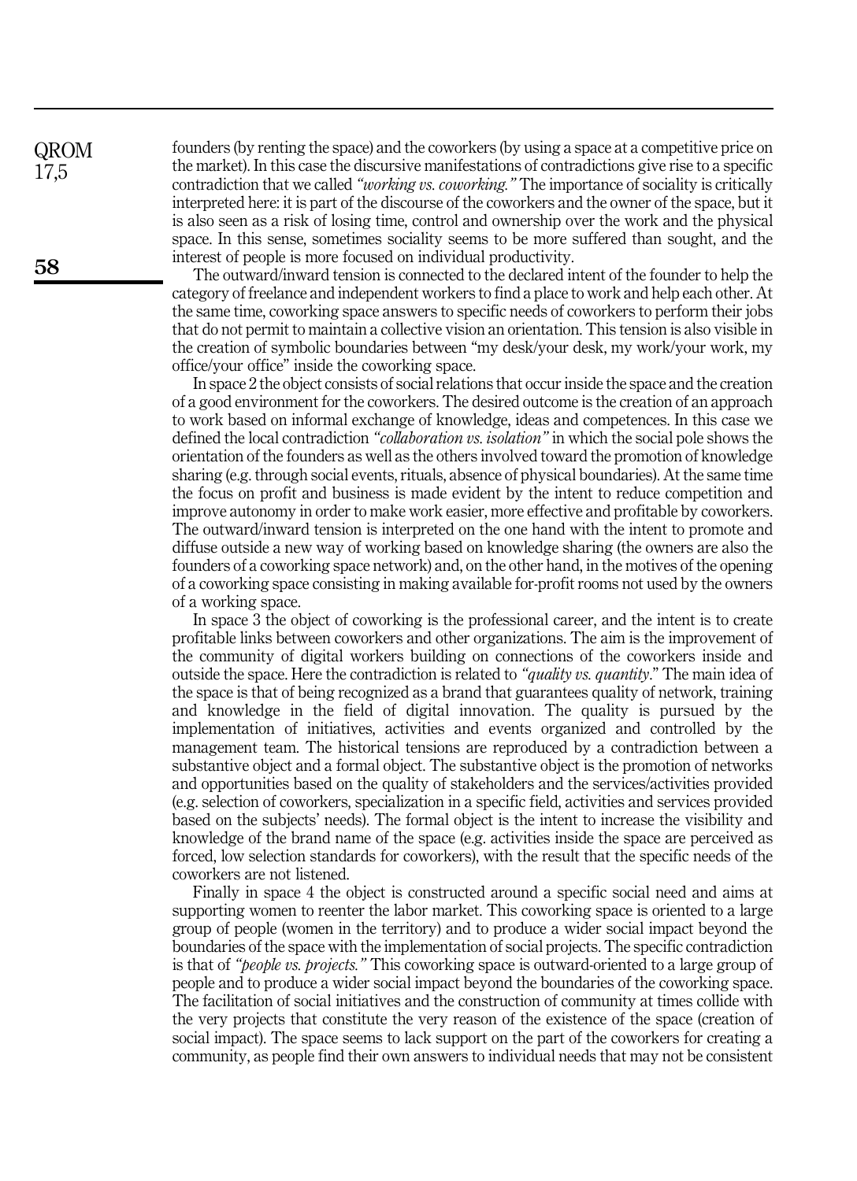founders (by renting the space) and the coworkers (by using a space at a competitive price on the market). In this case the discursive manifestations of contradictions give rise to a specific contradiction that we called *"working vs. coworking."* The importance of sociality is critically interpreted here: it is part of the discourse of the coworkers and the owner of the space, but it is also seen as a risk of losing time, control and ownership over the work and the physical space. In this sense, sometimes sociality seems to be more suffered than sought, and the interest of people is more focused on individual productivity.

The outward/inward tension is connected to the declared intent of the founder to help the category of freelance and independent workers to find a place to work and help each other. At the same time, coworking space answers to specific needs of coworkers to perform their jobs that do not permit to maintain a collective vision an orientation. This tension is also visible in the creation of symbolic boundaries between "my desk/your desk, my work/your work, my office/your office" inside the coworking space.

In space 2 the object consists of social relations that occur inside the space and the creation of a good environment for the coworkers. The desired outcome is the creation of an approach to work based on informal exchange of knowledge, ideas and competences. In this case we defined the local contradiction *"collaboration vs. isolation"* in which the social pole shows the orientation of the founders as well as the others involved toward the promotion of knowledge sharing (e.g. through social events, rituals, absence of physical boundaries). At the same time the focus on profit and business is made evident by the intent to reduce competition and improve autonomy in order to make work easier, more effective and profitable by coworkers. The outward/inward tension is interpreted on the one hand with the intent to promote and diffuse outside a new way of working based on knowledge sharing (the owners are also the founders of a coworking space network) and, on the other hand, in the motives of the opening of a coworking space consisting in making available for-profit rooms not used by the owners of a working space.

In space 3 the object of coworking is the professional career, and the intent is to create profitable links between coworkers and other organizations. The aim is the improvement of the community of digital workers building on connections of the coworkers inside and outside the space. Here the contradiction is related to *"quality vs. quantity*." The main idea of the space is that of being recognized as a brand that guarantees quality of network, training and knowledge in the field of digital innovation. The quality is pursued by the implementation of initiatives, activities and events organized and controlled by the management team. The historical tensions are reproduced by a contradiction between a substantive object and a formal object. The substantive object is the promotion of networks and opportunities based on the quality of stakeholders and the services/activities provided (e.g. selection of coworkers, specialization in a specific field, activities and services provided based on the subjects' needs). The formal object is the intent to increase the visibility and knowledge of the brand name of the space (e.g. activities inside the space are perceived as forced, low selection standards for coworkers), with the result that the specific needs of the coworkers are not listened.

Finally in space 4 the object is constructed around a specific social need and aims at supporting women to reenter the labor market. This coworking space is oriented to a large group of people (women in the territory) and to produce a wider social impact beyond the boundaries of the space with the implementation of social projects. The specific contradiction is that of *"people vs. projects."* This coworking space is outward-oriented to a large group of people and to produce a wider social impact beyond the boundaries of the coworking space. The facilitation of social initiatives and the construction of community at times collide with the very projects that constitute the very reason of the existence of the space (creation of social impact). The space seems to lack support on the part of the coworkers for creating a community, as people find their own answers to individual needs that may not be consistent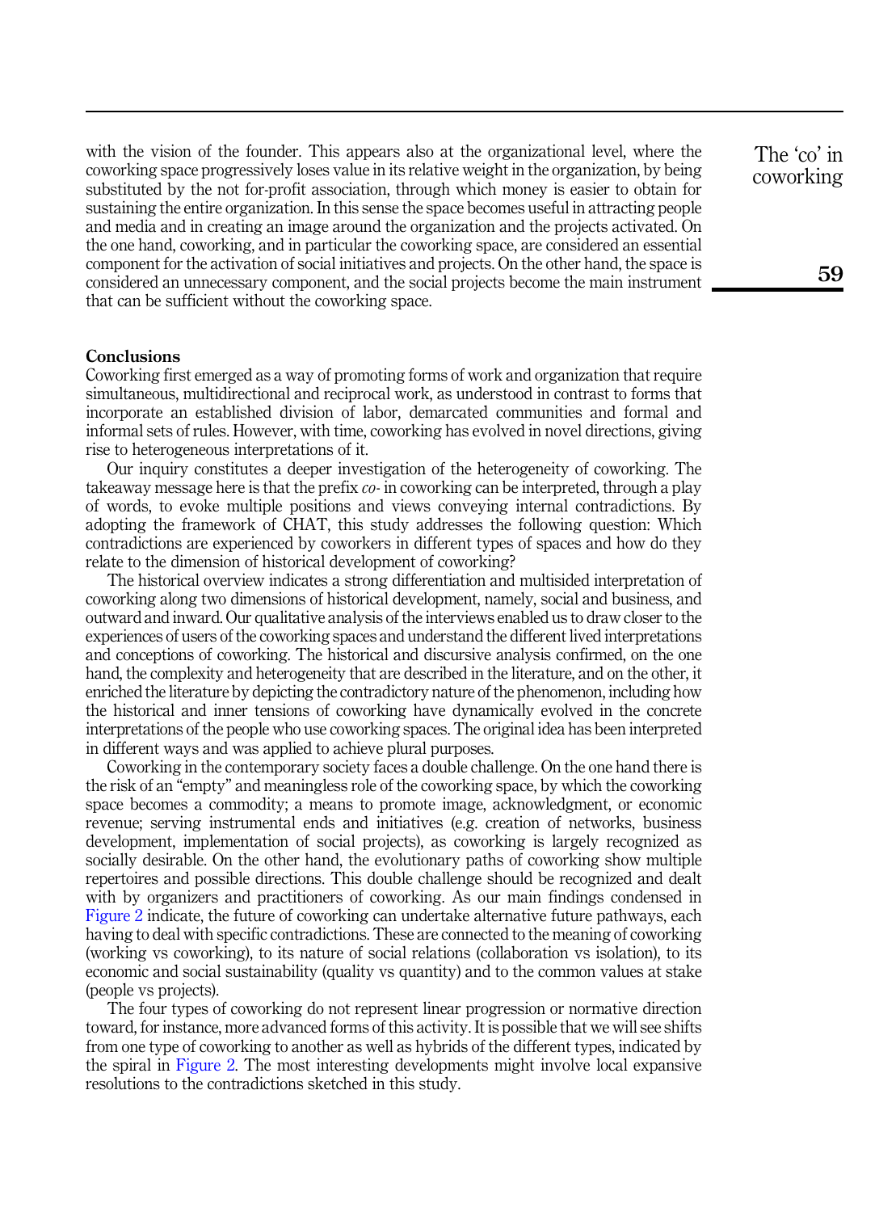with the vision of the founder. This appears also at the organizational level, where the coworking space progressively loses value in its relative weight in the organization, by being substituted by the not for-profit association, through which money is easier to obtain for sustaining the entire organization. In this sense the space becomes useful in attracting people and media and in creating an image around the organization and the projects activated. On the one hand, coworking, and in particular the coworking space, are considered an essential component for the activation of social initiatives and projects. On the other hand, the space is considered an unnecessary component, and the social projects become the main instrument that can be sufficient without the coworking space.

## Conclusions

Coworking first emerged as a way of promoting forms of work and organization that require simultaneous, multidirectional and reciprocal work, as understood in contrast to forms that incorporate an established division of labor, demarcated communities and formal and informal sets of rules. However, with time, coworking has evolved in novel directions, giving rise to heterogeneous interpretations of it.

Our inquiry constitutes a deeper investigation of the heterogeneity of coworking. The takeaway message here is that the prefix *co-* in coworking can be interpreted, through a play of words, to evoke multiple positions and views conveying internal contradictions. By adopting the framework of CHAT, this study addresses the following question: Which contradictions are experienced by coworkers in different types of spaces and how do they relate to the dimension of historical development of coworking?

The historical overview indicates a strong differentiation and multisided interpretation of coworking along two dimensions of historical development, namely, social and business, and outward and inward. Our qualitative analysis of the interviews enabled us to draw closer to the experiences of users of the coworking spaces and understand the different lived interpretations and conceptions of coworking. The historical and discursive analysis confirmed, on the one hand, the complexity and heterogeneity that are described in the literature, and on the other, it enriched the literature by depicting the contradictory nature of the phenomenon, including how the historical and inner tensions of coworking have dynamically evolved in the concrete interpretations of the people who use coworking spaces. The original idea has been interpreted in different ways and was applied to achieve plural purposes.

Coworking in the contemporary society faces a double challenge. On the one hand there is the risk of an "empty" and meaningless role of the coworking space, by which the coworking space becomes a commodity; a means to promote image, acknowledgment, or economic revenue; serving instrumental ends and initiatives (e.g. creation of networks, business development, implementation of social projects), as coworking is largely recognized as socially desirable. On the other hand, the evolutionary paths of coworking show multiple repertoires and possible directions. This double challenge should be recognized and dealt with by organizers and practitioners of coworking. As our main findings condensed in Figure 2 indicate, the future of coworking can undertake alternative future pathways, each having to deal with specific contradictions. These are connected to the meaning of coworking (working vs coworking), to its nature of social relations (collaboration vs isolation), to its economic and social sustainability (quality vs quantity) and to the common values at stake (people vs projects).

The four types of coworking do not represent linear progression or normative direction toward, for instance, more advanced forms of this activity. It is possible that we will see shifts from one type of coworking to another as well as hybrids of the different types, indicated by the spiral in Figure 2. The most interesting developments might involve local expansive resolutions to the contradictions sketched in this study.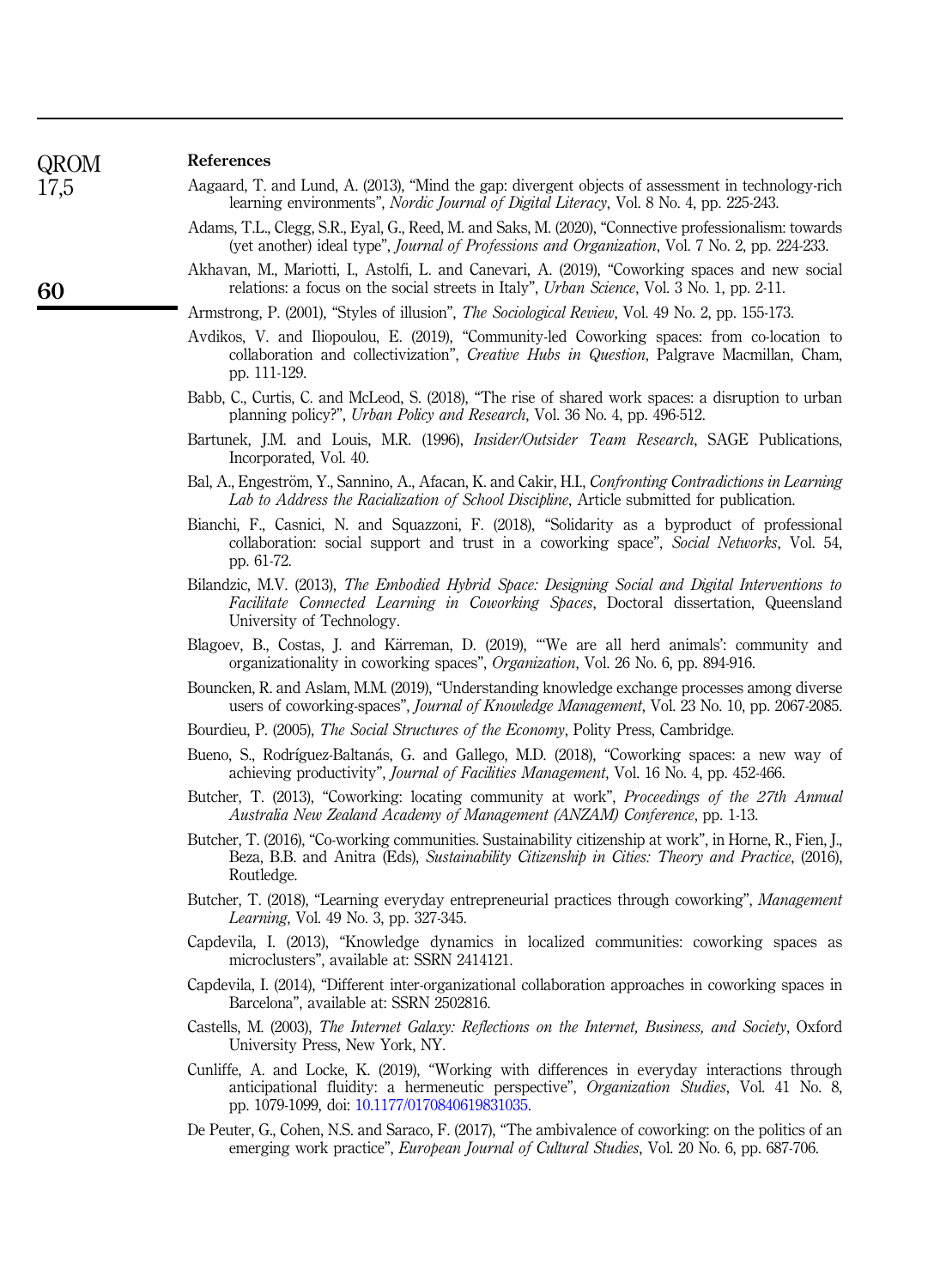## References

Aagaard, T. and Lund, A. (2013), "Mind the gap: divergent objects of assessment in technology-rich learning environments", *Nordic Journal of Digital Literacy*, Vol. 8 No. 4, pp. 225-243.

Adams, T.L., Clegg, S.R., Eyal, G., Reed, M. and Saks, M. (2020), "Connective professionalism: towards (yet another) ideal type", *Journal of Professions and Organization*, Vol. 7 No. 2, pp. 224-233.

Akhavan, M., Mariotti, I., Astolfi, L. and Canevari, A. (2019), "Coworking spaces and new social relations: a focus on the social streets in Italy", *Urban Science*, Vol. 3 No. 1, pp. 2-11.

Armstrong, P. (2001), "Styles of illusion", *The Sociological Review*, Vol. 49 No. 2, pp. 155-173.

Avdikos, V. and Iliopoulou, E. (2019), "Community-led Coworking spaces: from co-location to collaboration and collectivization", *Creative Hubs in Question*, Palgrave Macmillan, Cham, pp. 111-129.

Babb, C., Curtis, C. and McLeod, S. (2018), "The rise of shared work spaces: a disruption to urban planning policy?", *Urban Policy and Research*, Vol. 36 No. 4, pp. 496-512.

Bartunek, J.M. and Louis, M.R. (1996), *Insider/Outsider Team Research*, SAGE Publications, Incorporated, Vol. 40.

Bal, A., Engeström, Y., Sannino, A., Afacan, K. and Cakir, H.I., *Confronting Contradictions in Learning Lab to Address the Racialization of School Discipline*, Article submitted for publication.

Bianchi, F., Casnici, N. and Squazzoni, F. (2018), "Solidarity as a byproduct of professional collaboration: social support and trust in a coworking space", *Social Networks*, Vol. 54, pp. 61-72.

Bilandzic, M.V. (2013), *The Embodied Hybrid Space: Designing Social and Digital Interventions to Facilitate Connected Learning in Coworking Spaces*, Doctoral dissertation, Queensland University of Technology.

Blagoev, B., Costas, J. and Kärreman, D. (2019), "'We are all herd animals': community and organizationality in coworking spaces", *Organization*, Vol. 26 No. 6, pp. 894-916.

Bouncken, R. and Aslam, M.M. (2019), "Understanding knowledge exchange processes among diverse users of coworking-spaces", *Journal of Knowledge Management*, Vol. 23 No. 10, pp. 2067-2085.

Bourdieu, P. (2005), *The Social Structures of the Economy*, Polity Press, Cambridge.

Bueno, S., Rodríguez-Baltanás, G. and Gallego, M.D. (2018), "Coworking spaces: a new way of achieving productivity", *Journal of Facilities Management*, Vol. 16 No. 4, pp. 452-466.

Butcher, T. (2013), "Coworking: locating community at work", *Proceedings of the 27th Annual Australia New Zealand Academy of Management (ANZAM) Conference*, pp. 1-13.

Butcher, T. (2016), "Co-working communities. Sustainability citizenship at work", in Horne, R., Fien, J., Beza, B.B. and Anitra (Eds), *Sustainability Citizenship in Cities: Theory and Practice*, (2016), Routledge.

Butcher, T. (2018), "Learning everyday entrepreneurial practices through coworking", *Management Learning*, Vol. 49 No. 3, pp. 327-345.

Capdevila, I. (2013), "Knowledge dynamics in localized communities: coworking spaces as microclusters", available at: SSRN 2414121.

Capdevila, I. (2014), "Different inter-organizational collaboration approaches in coworking spaces in Barcelona", available at: SSRN 2502816.

Castells, M. (2003), *The Internet Galaxy: Reflections on the Internet, Business, and Society*, Oxford University Press, New York, NY.

Cunliffe, A. and Locke, K. (2019), "Working with differences in everyday interactions through anticipational fluidity: a hermeneutic perspective", *Organization Studies*, Vol. 41 No. 8, pp. 1079-1099, doi: 10.1177/0170840619831035.

De Peuter, G., Cohen, N.S. and Saraco, F. (2017), "The ambivalence of coworking: on the politics of an emerging work practice", *European Journal of Cultural Studies*, Vol. 20 No. 6, pp. 687-706.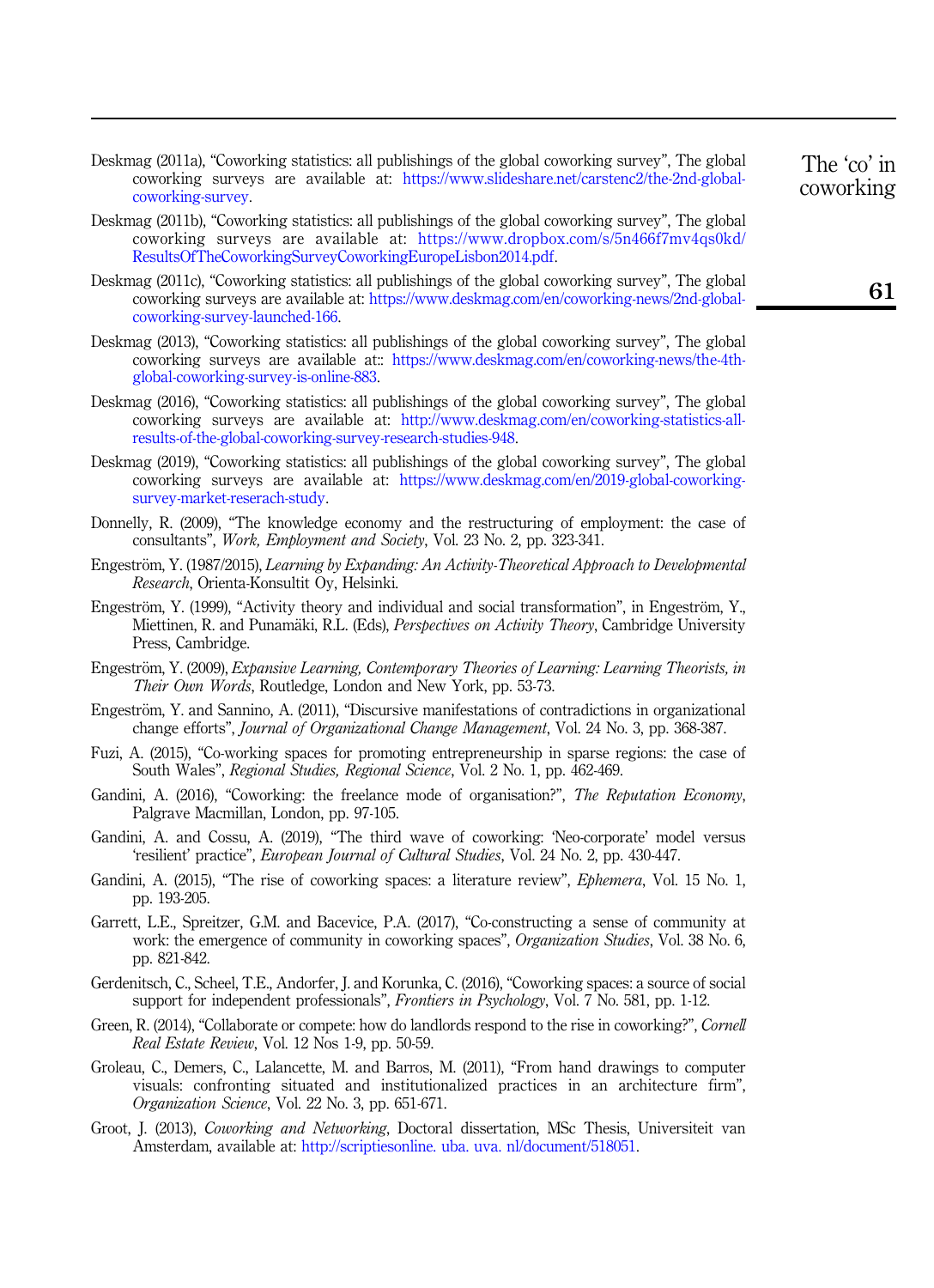Deskmag (2011a), "Coworking statistics: all publishings of the global coworking survey", The global coworking surveys are available at: https://www.slideshare.net/carstenc2/the-2nd-global-coworking-survey.

Deskmag (2011b), "Coworking statistics: all publishings of the global coworking survey", The global coworking surveys are available at: https://www.dropbox.com/s/5n466f7mv4qs0kd/ResultsOfTheCoworkingSurveyCoworkingEuropeLisbon2014.pdf.

Deskmag (2011c), "Coworking statistics: all publishings of the global coworking survey", The global coworking surveys are available at: https://www.deskmag.com/en/coworking-news/2nd-global-coworking-survey-launched-166.

Deskmag (2013), "Coworking statistics: all publishings of the global coworking survey", The global coworking surveys are available at:: https://www.deskmag.com/en/coworking-news/the-4th-global-coworking-survey-is-online-883.

Deskmag (2016), "Coworking statistics: all publishings of the global coworking survey", The global coworking surveys are available at: http://www.deskmag.com/en/coworking-statistics-all-results-of-the-global-coworking-survey-research-studies-948.

Deskmag (2019), "Coworking statistics: all publishings of the global coworking survey", The global coworking surveys are available at: https://www.deskmag.com/en/2019-global-coworking-survey-market-reserach-study.

Donnelly, R. (2009), "The knowledge economy and the restructuring of employment: the case of consultants", *Work, Employment and Society*, Vol. 23 No. 2, pp. 323-341.

Engeström, Y. (1987/2015), *Learning by Expanding: An Activity-Theoretical Approach to Developmental Research*, Orienta-Konsultit Oy, Helsinki.

Engeström, Y. (1999), "Activity theory and individual and social transformation", in Engeström, Y., Miettinen, R. and Punamäki, R.L. (Eds), *Perspectives on Activity Theory*, Cambridge University Press, Cambridge.

Engeström, Y. (2009), *Expansive Learning, Contemporary Theories of Learning: Learning Theorists, in Their Own Words*, Routledge, London and New York, pp. 53-73.

Engeström, Y. and Sannino, A. (2011), "Discursive manifestations of contradictions in organizational change efforts", *Journal of Organizational Change Management*, Vol. 24 No. 3, pp. 368-387.

Fuzi, A. (2015), "Co-working spaces for promoting entrepreneurship in sparse regions: the case of South Wales", *Regional Studies, Regional Science*, Vol. 2 No. 1, pp. 462-469.

Gandini, A. (2016), "Coworking: the freelance mode of organisation?", *The Reputation Economy*, Palgrave Macmillan, London, pp. 97-105.

Gandini, A. and Cossu, A. (2019), "The third wave of coworking: 'Neo-corporate' model versus 'resilient' practice", *European Journal of Cultural Studies*, Vol. 24 No. 2, pp. 430-447.

Gandini, A. (2015), "The rise of coworking spaces: a literature review", *Ephemera*, Vol. 15 No. 1, pp. 193-205.

Garrett, L.E., Spreitzer, G.M. and Bacevice, P.A. (2017), "Co-constructing a sense of community at work: the emergence of community in coworking spaces", *Organization Studies*, Vol. 38 No. 6, pp. 821-842.

Gerdenitsch, C., Scheel, T.E., Andorfer, J. and Korunka, C. (2016), "Coworking spaces: a source of social support for independent professionals", *Frontiers in Psychology*, Vol. 7 No. 581, pp. 1-12.

Green, R. (2014), "Collaborate or compete: how do landlords respond to the rise in coworking?", *Cornell Real Estate Review*, Vol. 12 Nos 1-9, pp. 50-59.

Groleau, C., Demers, C., Lalancette, M. and Barros, M. (2011), "From hand drawings to computer visuals: confronting situated and institutionalized practices in an architecture firm", *Organization Science*, Vol. 22 No. 3, pp. 651-671.

Groot, J. (2013), *Coworking and Networking*, Doctoral dissertation, MSc Thesis, Universiteit van Amsterdam, available at: http://scriptiesonline. uba. uva. nl/document/518051.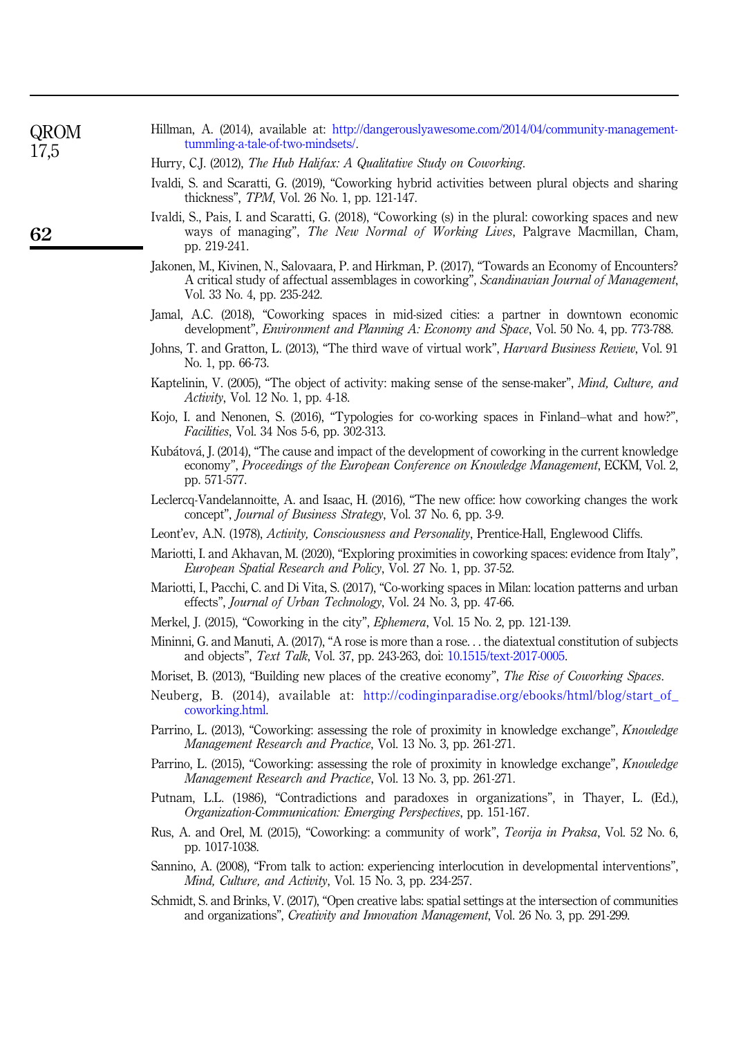Hillman, A. (2014), available at: http://dangerouslyawesome.com/2014/04/community-management-tummling-a-tale-of-two-mindsets/.

Hurry, C.J. (2012), *The Hub Halifax: A Qualitative Study on Coworking*.

Ivaldi, S. and Scaratti, G. (2019), "Coworking hybrid activities between plural objects and sharing thickness", *TPM*, Vol. 26 No. 1, pp. 121-147.

Ivaldi, S., Pais, I. and Scaratti, G. (2018), "Coworking (s) in the plural: coworking spaces and new ways of managing", *The New Normal of Working Lives*, Palgrave Macmillan, Cham, pp. 219-241.

Jakonen, M., Kivinen, N., Salovaara, P. and Hirkman, P. (2017), "Towards an Economy of Encounters? A critical study of affectual assemblages in coworking", *Scandinavian Journal of Management*, Vol. 33 No. 4, pp. 235-242.

Jamal, A.C. (2018), "Coworking spaces in mid-sized cities: a partner in downtown economic development", *Environment and Planning A: Economy and Space*, Vol. 50 No. 4, pp. 773-788.

Johns, T. and Gratton, L. (2013), "The third wave of virtual work", *Harvard Business Review*, Vol. 91 No. 1, pp. 66-73.

Kaptelinin, V. (2005), "The object of activity: making sense of the sense-maker", *Mind, Culture, and Activity*, Vol. 12 No. 1, pp. 4-18.

Kojo, I. and Nenonen, S. (2016), "Typologies for co-working spaces in Finland–what and how?", *Facilities*, Vol. 34 Nos 5-6, pp. 302-313.

Kubátová, J. (2014), "The cause and impact of the development of coworking in the current knowledge economy", *Proceedings of the European Conference on Knowledge Management*, ECKM, Vol. 2, pp. 571-577.

Leclercq-Vandelannoitte, A. and Isaac, H. (2016), "The new office: how coworking changes the work concept", *Journal of Business Strategy*, Vol. 37 No. 6, pp. 3-9.

Leont'ev, A.N. (1978), *Activity, Consciousness and Personality*, Prentice-Hall, Englewood Cliffs.

Mariotti, I. and Akhavan, M. (2020), "Exploring proximities in coworking spaces: evidence from Italy", *European Spatial Research and Policy*, Vol. 27 No. 1, pp. 37-52.

Mariotti, I., Pacchi, C. and Di Vita, S. (2017), "Co-working spaces in Milan: location patterns and urban effects", *Journal of Urban Technology*, Vol. 24 No. 3, pp. 47-66.

Merkel, J. (2015), "Coworking in the city", *Ephemera*, Vol. 15 No. 2, pp. 121-139.

Mininni, G. and Manuti, A. (2017), "A rose is more than a rose... the diatextual constitution of subjects and objects", *Text Talk*, Vol. 37, pp. 243-263, doi: 10.1515/text-2017-0005.

Moriset, B. (2013), "Building new places of the creative economy", *The Rise of Coworking Spaces*.

Neuberg, B. (2014), available at: http://codinginparadise.org/ebooks/html/blog/start_of_coworking.html.

Parrino, L. (2013), "Coworking: assessing the role of proximity in knowledge exchange", *Knowledge Management Research and Practice*, Vol. 13 No. 3, pp. 261-271.

Parrino, L. (2015), "Coworking: assessing the role of proximity in knowledge exchange", *Knowledge Management Research and Practice*, Vol. 13 No. 3, pp. 261-271.

Putnam, L.L. (1986), "Contradictions and paradoxes in organizations", in Thayer, L. (Ed.), *Organization-Communication: Emerging Perspectives*, pp. 151-167.

Rus, A. and Orel, M. (2015), "Coworking: a community of work", *Teorija in Praksa*, Vol. 52 No. 6, pp. 1017-1038.

Sannino, A. (2008), "From talk to action: experiencing interlocution in developmental interventions", *Mind, Culture, and Activity*, Vol. 15 No. 3, pp. 234-257.

Schmidt, S. and Brinks, V. (2017), "Open creative labs: spatial settings at the intersection of communities and organizations", *Creativity and Innovation Management*, Vol. 26 No. 3, pp. 291-299.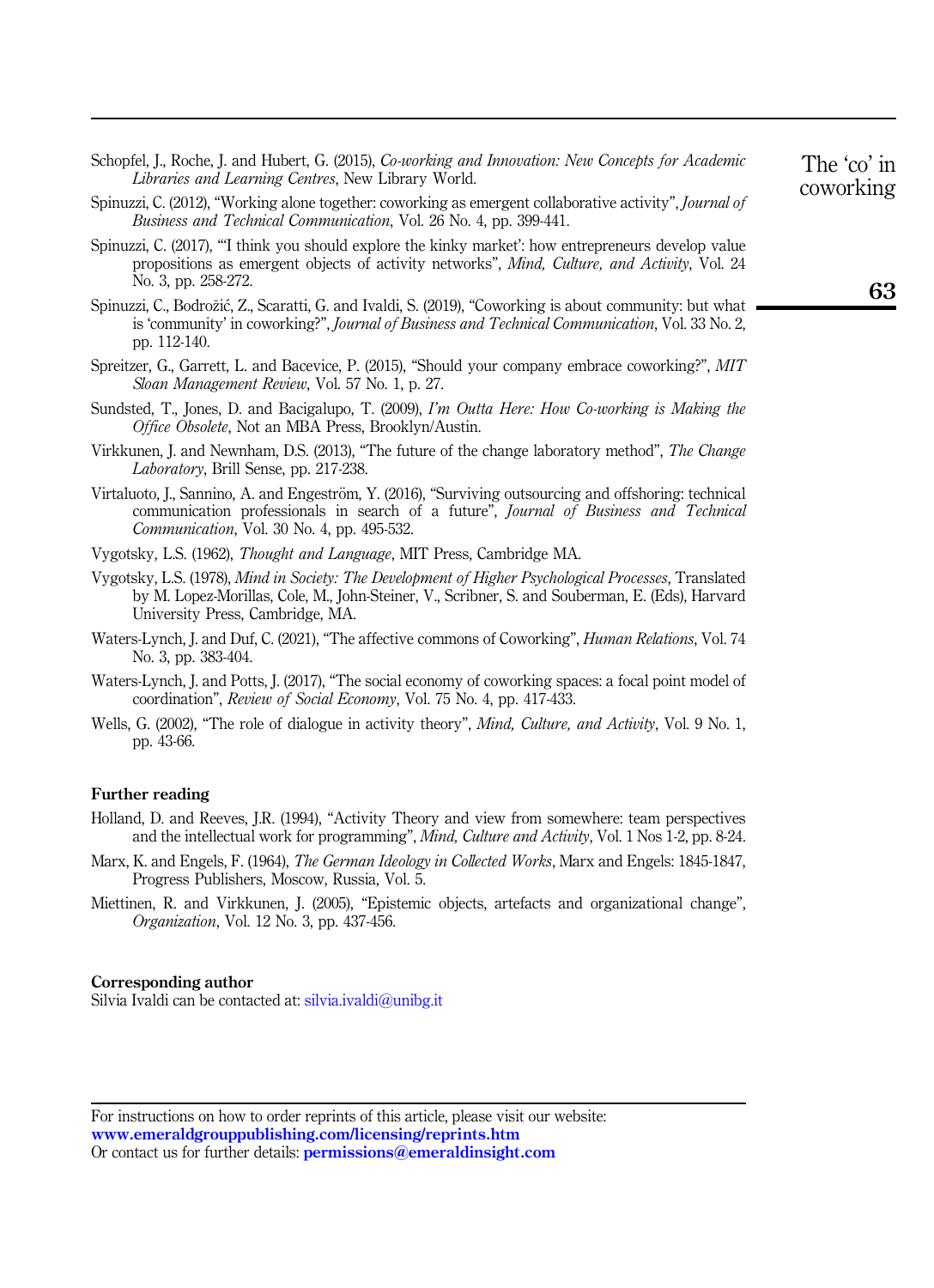Schopfel, J., Roche, J. and Hubert, G. (2015), *Co-working and Innovation: New Concepts for Academic Libraries and Learning Centres*, New Library World.

Spinuzzi, C. (2012), "Working alone together: coworking as emergent collaborative activity", *Journal of Business and Technical Communication*, Vol. 26 No. 4, pp. 399-441.

Spinuzzi, C. (2017), "'I think you should explore the kinky market': how entrepreneurs develop value propositions as emergent objects of activity networks", *Mind, Culture, and Activity*, Vol. 24 No. 3, pp. 258-272.

Spinuzzi, C., Bodrožić, Z., Scaratti, G. and Ivaldi, S. (2019), "Coworking is about community: but what is 'community' in coworking?", *Journal of Business and Technical Communication*, Vol. 33 No. 2, pp. 112-140.

Spreitzer, G., Garrett, L. and Bacevice, P. (2015), "Should your company embrace coworking?", *MIT Sloan Management Review*, Vol. 57 No. 1, p. 27.

Sundsted, T., Jones, D. and Bacigalupo, T. (2009), *I'm Outta Here: How Co-working is Making the Office Obsolete*, Not an MBA Press, Brooklyn/Austin.

Virkkunen, J. and Newnham, D.S. (2013), "The future of the change laboratory method", *The Change Laboratory*, Brill Sense, pp. 217-238.

Virtaluoto, J., Sannino, A. and Engeström, Y. (2016), "Surviving outsourcing and offshoring: technical communication professionals in search of a future", *Journal of Business and Technical Communication*, Vol. 30 No. 4, pp. 495-532.

Vygotsky, L.S. (1962), *Thought and Language*, MIT Press, Cambridge MA.

Vygotsky, L.S. (1978), *Mind in Society: The Development of Higher Psychological Processes*, Translated by M. Lopez-Morillas, Cole, M., John-Steiner, V., Scribner, S. and Souberman, E. (Eds), Harvard University Press, Cambridge, MA.

Waters-Lynch, J. and Duf, C. (2021), "The affective commons of Coworking", *Human Relations*, Vol. 74 No. 3, pp. 383-404.

Waters-Lynch, J. and Potts, J. (2017), "The social economy of coworking spaces: a focal point model of coordination", *Review of Social Economy*, Vol. 75 No. 4, pp. 417-433.

Wells, G. (2002), "The role of dialogue in activity theory", *Mind, Culture, and Activity*, Vol. 9 No. 1, pp. 43-66.

## Further reading

Holland, D. and Reeves, J.R. (1994), "Activity Theory and view from somewhere: team perspectives and the intellectual work for programming", *Mind, Culture and Activity*, Vol. 1 Nos 1-2, pp. 8-24.

Marx, K. and Engels, F. (1964), *The German Ideology in Collected Works*, Marx and Engels: 1845-1847, Progress Publishers, Moscow, Russia, Vol. 5.

Miettinen, R. and Virkkunen, J. (2005), "Epistemic objects, artefacts and organizational change", *Organization*, Vol. 12 No. 3, pp. 437-456.

## Corresponding author

Silvia Ivaldi can be contacted at: silvia.ivaldi@unibg.it

For instructions on how to order reprints of this article, please visit our website:
**www.emeraldgrouppublishing.com/licensing/reprints.htm**
Or contact us for further details: **permissions@emeraldinsight.com**